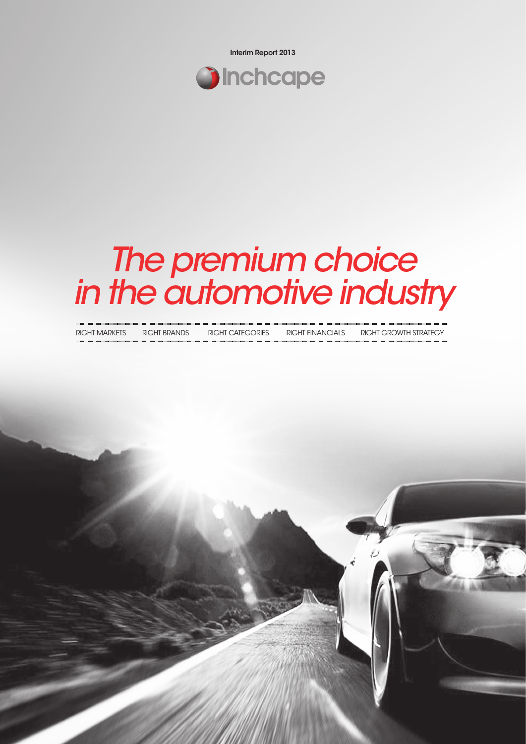Interim Report 2013

Inchcape

# *The premium choice in the automotive industry*

RIGHT MARKETS RIGHT BRANDS RIGHT CATEGORIES RIGHT FINANCIALS RIGHT GROWTH STRATEGY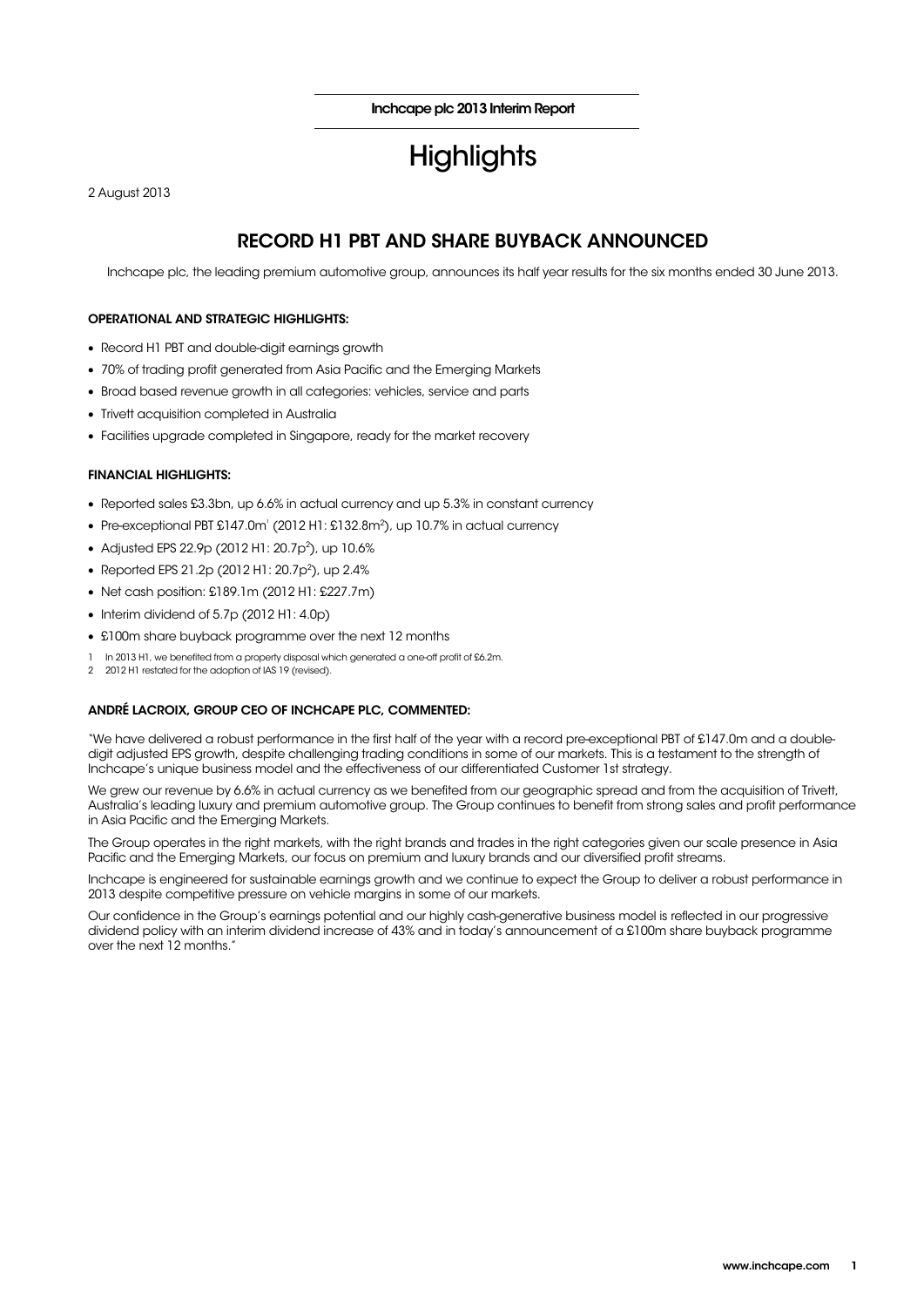Inchcape plc 2013 Interim Report

# Highlights

2 August 2013

## RECORD H1 PBT AND SHARE BUYBACK ANNOUNCED

Inchcape plc, the leading premium automotive group, announces its half year results for the six months ended 30 June 2013.

### OPERATIONAL AND STRATEGIC HIGHLIGHTS:

- Record H1 PBT and double-digit earnings growth
- 70% of trading profit generated from Asia Pacific and the Emerging Markets
- Broad based revenue growth in all categories: vehicles, service and parts
- Trivett acquisition completed in Australia
- Facilities upgrade completed in Singapore, ready for the market recovery

### FINANCIAL HIGHLIGHTS:

- Reported sales £3.3bn, up 6.6% in actual currency and up 5.3% in constant currency
- Pre-exceptional PBT £147.0m[1] (2012 H1: £132.8m[2]), up 10.7% in actual currency
- Adjusted EPS 22.9p (2012 H1: 20.7p[2]), up 10.6%
- Reported EPS 21.2p (2012 H1: 20.7p[2]), up 2.4%
- Net cash position: £189.1m (2012 H1: £227.7m)
- Interim dividend of 5.7p (2012 H1: 4.0p)
- £100m share buyback programme over the next 12 months

1 In 2013 H1, we benefited from a property disposal which generated a one-off profit of £6.2m.
2 2012 H1 restated for the adoption of IAS 19 (revised).

### ANDRÉ LACROIX, GROUP CEO OF INCHCAPE PLC, COMMENTED:

"We have delivered a robust performance in the first half of the year with a record pre-exceptional PBT of £147.0m and a double-digit adjusted EPS growth, despite challenging trading conditions in some of our markets. This is a testament to the strength of Inchcape's unique business model and the effectiveness of our differentiated Customer 1st strategy.

We grew our revenue by 6.6% in actual currency as we benefited from our geographic spread and from the acquisition of Trivett, Australia's leading luxury and premium automotive group. The Group continues to benefit from strong sales and profit performance in Asia Pacific and the Emerging Markets.

The Group operates in the right markets, with the right brands and trades in the right categories given our scale presence in Asia Pacific and the Emerging Markets, our focus on premium and luxury brands and our diversified profit streams.

Inchcape is engineered for sustainable earnings growth and we continue to expect the Group to deliver a robust performance in 2013 despite competitive pressure on vehicle margins in some of our markets.

Our confidence in the Group's earnings potential and our highly cash-generative business model is reflected in our progressive dividend policy with an interim dividend increase of 43% and in today's announcement of a £100m share buyback programme over the next 12 months."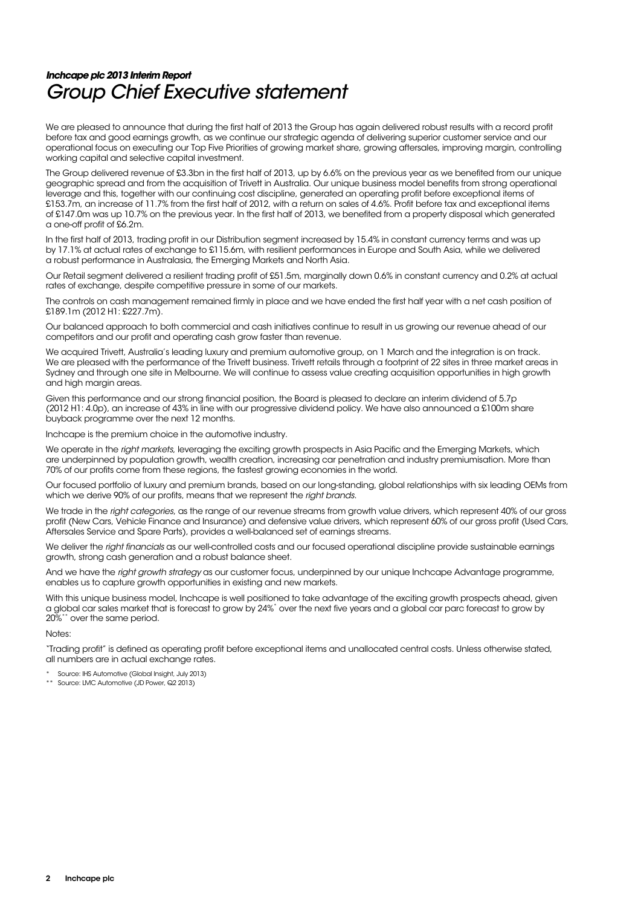***Inchcape plc 2013 Interim Report***

# *Group Chief Executive statement*

We are pleased to announce that during the first half of 2013 the Group has again delivered robust results with a record profit before tax and good earnings growth, as we continue our strategic agenda of delivering superior customer service and our operational focus on executing our Top Five Priorities of growing market share, growing aftersales, improving margin, controlling working capital and selective capital investment.

The Group delivered revenue of £3.3bn in the first half of 2013, up by 6.6% on the previous year as we benefited from our unique geographic spread and from the acquisition of Trivett in Australia. Our unique business model benefits from strong operational leverage and this, together with our continuing cost discipline, generated an operating profit before exceptional items of £153.7m, an increase of 11.7% from the first half of 2012, with a return on sales of 4.6%. Profit before tax and exceptional items of £147.0m was up 10.7% on the previous year. In the first half of 2013, we benefited from a property disposal which generated a one-off profit of £6.2m.

In the first half of 2013, trading profit in our Distribution segment increased by 15.4% in constant currency terms and was up by 17.1% at actual rates of exchange to £115.6m, with resilient performances in Europe and South Asia, while we delivered a robust performance in Australasia, the Emerging Markets and North Asia.

Our Retail segment delivered a resilient trading profit of £51.5m, marginally down 0.6% in constant currency and 0.2% at actual rates of exchange, despite competitive pressure in some of our markets.

The controls on cash management remained firmly in place and we have ended the first half year with a net cash position of £189.1m (2012 H1: £227.7m).

Our balanced approach to both commercial and cash initiatives continue to result in us growing our revenue ahead of our competitors and our profit and operating cash grow faster than revenue.

We acquired Trivett, Australia's leading luxury and premium automotive group, on 1 March and the integration is on track. We are pleased with the performance of the Trivett business. Trivett retails through a footprint of 22 sites in three market areas in Sydney and through one site in Melbourne. We will continue to assess value creating acquisition opportunities in high growth and high margin areas.

Given this performance and our strong financial position, the Board is pleased to declare an interim dividend of 5.7p (2012 H1: 4.0p), an increase of 43% in line with our progressive dividend policy. We have also announced a £100m share buyback programme over the next 12 months.

Inchcape is the premium choice in the automotive industry.

We operate in the *right markets*, leveraging the exciting growth prospects in Asia Pacific and the Emerging Markets, which are underpinned by population growth, wealth creation, increasing car penetration and industry premiumisation. More than 70% of our profits come from these regions, the fastest growing economies in the world.

Our focused portfolio of luxury and premium brands, based on our long-standing, global relationships with six leading OEMs from which we derive 90% of our profits, means that we represent the *right brands*.

We trade in the *right categories*, as the range of our revenue streams from growth value drivers, which represent 40% of our gross profit (New Cars, Vehicle Finance and Insurance) and defensive value drivers, which represent 60% of our gross profit (Used Cars, Aftersales Service and Spare Parts), provides a well-balanced set of earnings streams.

We deliver the *right financials* as our well-controlled costs and our focused operational discipline provide sustainable earnings growth, strong cash generation and a robust balance sheet.

And we have the *right growth strategy* as our customer focus, underpinned by our unique Inchcape Advantage programme, enables us to capture growth opportunities in existing and new markets.

With this unique business model, Inchcape is well positioned to take advantage of the exciting growth prospects ahead, given a global car sales market that is forecast to grow by 24%* over the next five years and a global car parc forecast to grow by 20%** over the same period.

Notes:

"Trading profit" is defined as operating profit before exceptional items and unallocated central costs. Unless otherwise stated, all numbers are in actual exchange rates.

\* Source: IHS Automotive (Global Insight, July 2013)

\*\* Source: LMC Automotive (JD Power, Q2 2013)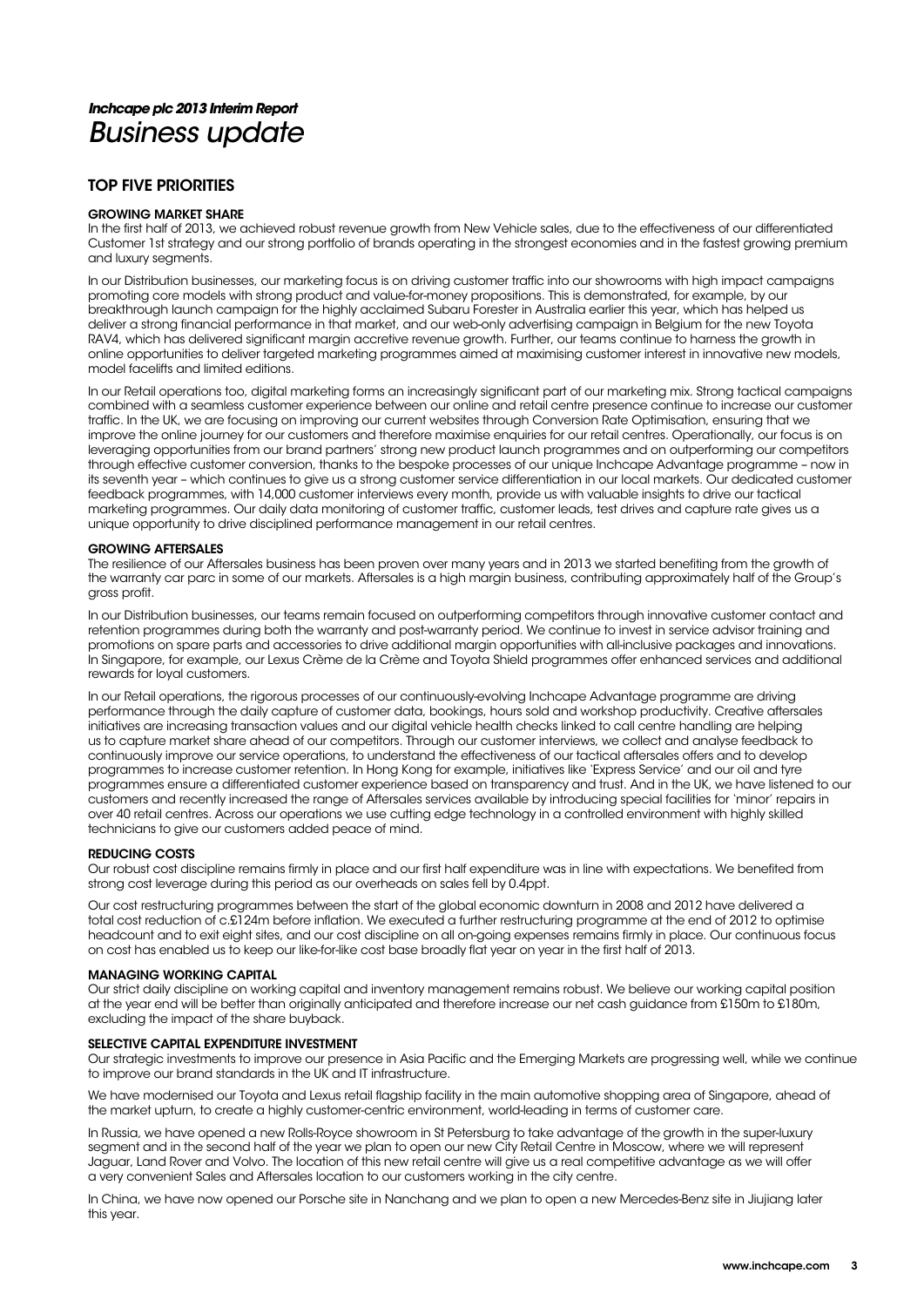*Inchcape plc 2013 Interim Report*

# *Business update*

## TOP FIVE PRIORITIES

### GROWING MARKET SHARE

In the first half of 2013, we achieved robust revenue growth from New Vehicle sales, due to the effectiveness of our differentiated Customer 1st strategy and our strong portfolio of brands operating in the strongest economies and in the fastest growing premium and luxury segments.

In our Distribution businesses, our marketing focus is on driving customer traffic into our showrooms with high impact campaigns promoting core models with strong product and value-for-money propositions. This is demonstrated, for example, by our breakthrough launch campaign for the highly acclaimed Subaru Forester in Australia earlier this year, which has helped us deliver a strong financial performance in that market, and our web-only advertising campaign in Belgium for the new Toyota RAV4, which has delivered significant margin accretive revenue growth. Further, our teams continue to harness the growth in online opportunities to deliver targeted marketing programmes aimed at maximising customer interest in innovative new models, model facelifts and limited editions.

In our Retail operations too, digital marketing forms an increasingly significant part of our marketing mix. Strong tactical campaigns combined with a seamless customer experience between our online and retail centre presence continue to increase our customer traffic. In the UK, we are focusing on improving our current websites through Conversion Rate Optimisation, ensuring that we improve the online journey for our customers and therefore maximise enquiries for our retail centres. Operationally, our focus is on leveraging opportunities from our brand partners' strong new product launch programmes and on outperforming our competitors through effective customer conversion, thanks to the bespoke processes of our unique Inchcape Advantage programme – now in its seventh year – which continues to give us a strong customer service differentiation in our local markets. Our dedicated customer feedback programmes, with 14,000 customer interviews every month, provide us with valuable insights to drive our tactical marketing programmes. Our daily data monitoring of customer traffic, customer leads, test drives and capture rate gives us a unique opportunity to drive disciplined performance management in our retail centres.

### GROWING AFTERSALES

The resilience of our Aftersales business has been proven over many years and in 2013 we started benefiting from the growth of the warranty car parc in some of our markets. Aftersales is a high margin business, contributing approximately half of the Group's gross profit.

In our Distribution businesses, our teams remain focused on outperforming competitors through innovative customer contact and retention programmes during both the warranty and post-warranty period. We continue to invest in service advisor training and promotions on spare parts and accessories to drive additional margin opportunities with all-inclusive packages and innovations. In Singapore, for example, our Lexus Crème de la Crème and Toyota Shield programmes offer enhanced services and additional rewards for loyal customers.

In our Retail operations, the rigorous processes of our continuously-evolving Inchcape Advantage programme are driving performance through the daily capture of customer data, bookings, hours sold and workshop productivity. Creative aftersales initiatives are increasing transaction values and our digital vehicle health checks linked to call centre handling are helping us to capture market share ahead of our competitors. Through our customer interviews, we collect and analyse feedback to continuously improve our service operations, to understand the effectiveness of our tactical aftersales offers and to develop programmes to increase customer retention. In Hong Kong for example, initiatives like 'Express Service' and our oil and tyre programmes ensure a differentiated customer experience based on transparency and trust. And in the UK, we have listened to our customers and recently increased the range of Aftersales services available by introducing special facilities for 'minor' repairs in over 40 retail centres. Across our operations we use cutting edge technology in a controlled environment with highly skilled technicians to give our customers added peace of mind.

### REDUCING COSTS

Our robust cost discipline remains firmly in place and our first half expenditure was in line with expectations. We benefited from strong cost leverage during this period as our overheads on sales fell by 0.4ppt.

Our cost restructuring programmes between the start of the global economic downturn in 2008 and 2012 have delivered a total cost reduction of c.£124m before inflation. We executed a further restructuring programme at the end of 2012 to optimise headcount and to exit eight sites, and our cost discipline on all on-going expenses remains firmly in place. Our continuous focus on cost has enabled us to keep our like-for-like cost base broadly flat year on year in the first half of 2013.

### MANAGING WORKING CAPITAL

Our strict daily discipline on working capital and inventory management remains robust. We believe our working capital position at the year end will be better than originally anticipated and therefore increase our net cash guidance from £150m to £180m, excluding the impact of the share buyback.

### SELECTIVE CAPITAL EXPENDITURE INVESTMENT

Our strategic investments to improve our presence in Asia Pacific and the Emerging Markets are progressing well, while we continue to improve our brand standards in the UK and IT infrastructure.

We have modernised our Toyota and Lexus retail flagship facility in the main automotive shopping area of Singapore, ahead of the market upturn, to create a highly customer-centric environment, world-leading in terms of customer care.

In Russia, we have opened a new Rolls-Royce showroom in St Petersburg to take advantage of the growth in the super-luxury segment and in the second half of the year we plan to open our new City Retail Centre in Moscow, where we will represent Jaguar, Land Rover and Volvo. The location of this new retail centre will give us a real competitive advantage as we will offer a very convenient Sales and Aftersales location to our customers working in the city centre.

In China, we have now opened our Porsche site in Nanchang and we plan to open a new Mercedes-Benz site in Jiujiang later this year.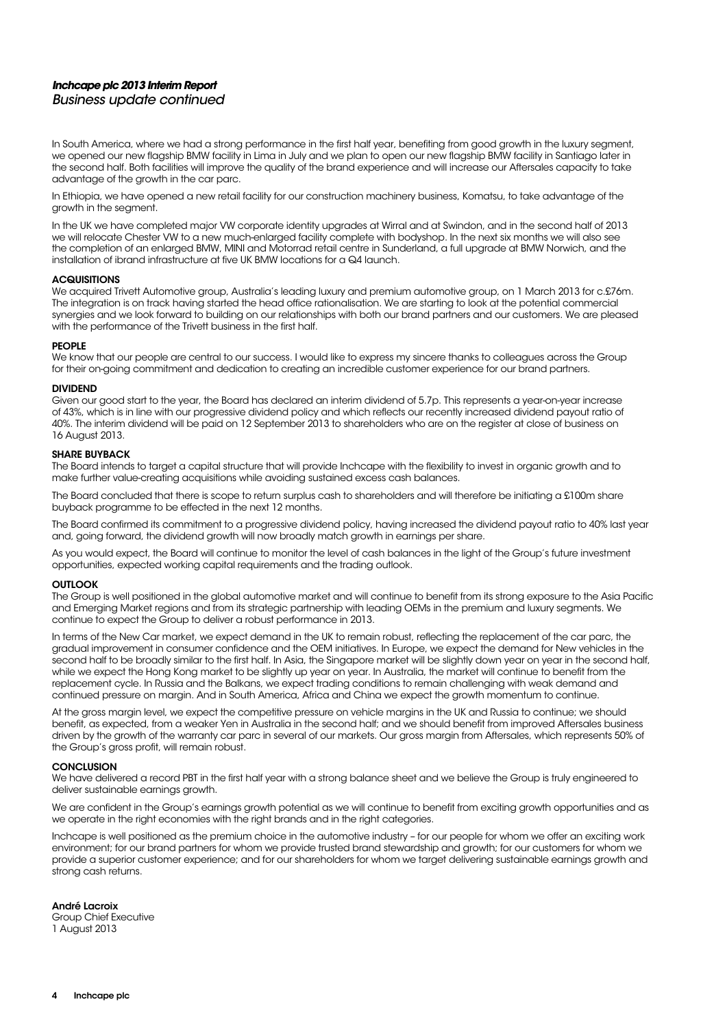*Business update continued*

In South America, where we had a strong performance in the first half year, benefiting from good growth in the luxury segment, we opened our new flagship BMW facility in Lima in July and we plan to open our new flagship BMW facility in Santiago later in the second half. Both facilities will improve the quality of the brand experience and will increase our Aftersales capacity to take advantage of the growth in the car parc.

In Ethiopia, we have opened a new retail facility for our construction machinery business, Komatsu, to take advantage of the growth in the segment.

In the UK we have completed major VW corporate identity upgrades at Wirral and at Swindon, and in the second half of 2013 we will relocate Chester VW to a new much-enlarged facility complete with bodyshop. In the next six months we will also see the completion of an enlarged BMW, MINI and Motorrad retail centre in Sunderland, a full upgrade at BMW Norwich, and the installation of ibrand infrastructure at five UK BMW locations for a Q4 launch.

**ACQUISITIONS**

We acquired Trivett Automotive group, Australia's leading luxury and premium automotive group, on 1 March 2013 for c.£76m. The integration is on track having started the head office rationalisation. We are starting to look at the potential commercial synergies and we look forward to building on our relationships with both our brand partners and our customers. We are pleased with the performance of the Trivett business in the first half.

**PEOPLE**

We know that our people are central to our success. I would like to express my sincere thanks to colleagues across the Group for their on-going commitment and dedication to creating an incredible customer experience for our brand partners.

**DIVIDEND**

Given our good start to the year, the Board has declared an interim dividend of 5.7p. This represents a year-on-year increase of 43%, which is in line with our progressive dividend policy and which reflects our recently increased dividend payout ratio of 40%. The interim dividend will be paid on 12 September 2013 to shareholders who are on the register at close of business on 16 August 2013.

**SHARE BUYBACK**

The Board intends to target a capital structure that will provide Inchcape with the flexibility to invest in organic growth and to make further value-creating acquisitions while avoiding sustained excess cash balances.

The Board concluded that there is scope to return surplus cash to shareholders and will therefore be initiating a £100m share buyback programme to be effected in the next 12 months.

The Board confirmed its commitment to a progressive dividend policy, having increased the dividend payout ratio to 40% last year and, going forward, the dividend growth will now broadly match growth in earnings per share.

As you would expect, the Board will continue to monitor the level of cash balances in the light of the Group's future investment opportunities, expected working capital requirements and the trading outlook.

**OUTLOOK**

The Group is well positioned in the global automotive market and will continue to benefit from its strong exposure to the Asia Pacific and Emerging Market regions and from its strategic partnership with leading OEMs in the premium and luxury segments. We continue to expect the Group to deliver a robust performance in 2013.

In terms of the New Car market, we expect demand in the UK to remain robust, reflecting the replacement of the car parc, the gradual improvement in consumer confidence and the OEM initiatives. In Europe, we expect the demand for New vehicles in the second half to be broadly similar to the first half. In Asia, the Singapore market will be slightly down year on year in the second half, while we expect the Hong Kong market to be slightly up year on year. In Australia, the market will continue to benefit from the replacement cycle. In Russia and the Balkans, we expect trading conditions to remain challenging with weak demand and continued pressure on margin. And in South America, Africa and China we expect the growth momentum to continue.

At the gross margin level, we expect the competitive pressure on vehicle margins in the UK and Russia to continue; we should benefit, as expected, from a weaker Yen in Australia in the second half; and we should benefit from improved Aftersales business driven by the growth of the warranty car parc in several of our markets. Our gross margin from Aftersales, which represents 50% of the Group's gross profit, will remain robust.

**CONCLUSION**

We have delivered a record PBT in the first half year with a strong balance sheet and we believe the Group is truly engineered to deliver sustainable earnings growth.

We are confident in the Group's earnings growth potential as we will continue to benefit from exciting growth opportunities and as we operate in the right economies with the right brands and in the right categories.

Inchcape is well positioned as the premium choice in the automotive industry – for our people for whom we offer an exciting work environment; for our brand partners for whom we provide trusted brand stewardship and growth; for our customers for whom we provide a superior customer experience; and for our shareholders for whom we target delivering sustainable earnings growth and strong cash returns.

**André Lacroix**
Group Chief Executive
1 August 2013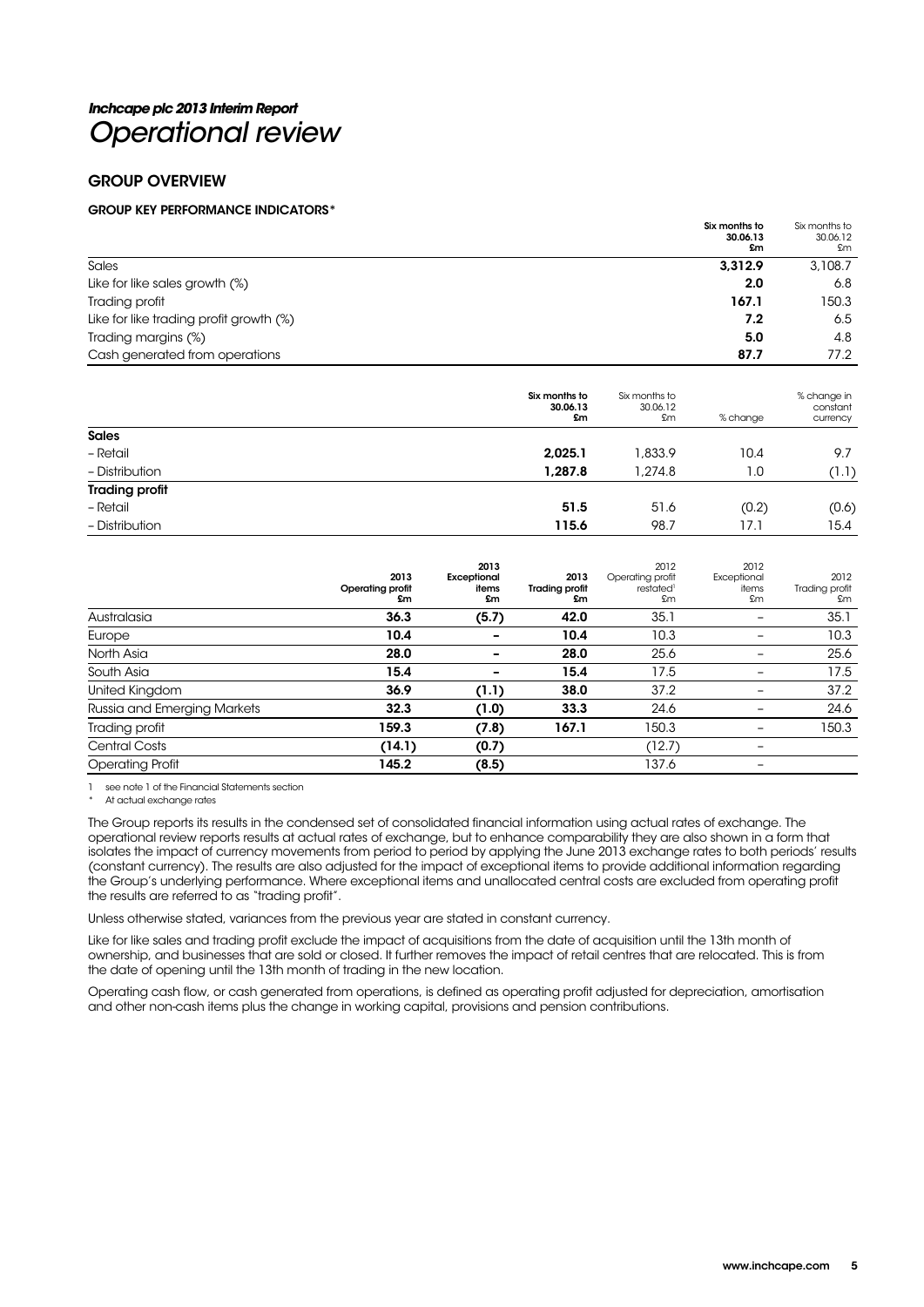# *Inchcape plc 2013 Interim Report*
# *Operational review*

## GROUP OVERVIEW

### GROUP KEY PERFORMANCE INDICATORS*

| | Six months to 30.06.13 £m | Six months to 30.06.12 £m |
|---|---|---|
| Sales | **3,312.9** | 3,108.7 |
| Like for like sales growth (%) | **2.0** | 6.8 |
| Trading profit | **167.1** | 150.3 |
| Like for like trading profit growth (%) | **7.2** | 6.5 |
| Trading margins (%) | **5.0** | 4.8 |
| Cash generated from operations | **87.7** | 77.2 |

| | Six months to 30.06.13 £m | Six months to 30.06.12 £m | % change | % change in constant currency |
|---|---|---|---|---|
| **Sales** | | | | |
| – Retail | **2,025.1** | 1,833.9 | 10.4 | 9.7 |
| – Distribution | **1,287.8** | 1,274.8 | 1.0 | (1.1) |
| **Trading profit** | | | | |
| – Retail | **51.5** | 51.6 | (0.2) | (0.6) |
| – Distribution | **115.6** | 98.7 | 17.1 | 15.4 |

| | 2013 Operating profit £m | 2013 Exceptional items £m | 2013 Trading profit £m | 2012 Operating profit restated[1] £m | 2012 Exceptional items £m | 2012 Trading profit £m |
|---|---|---|---|---|---|---|
| Australasia | **36.3** | **(5.7)** | **42.0** | 35.1 | – | 35.1 |
| Europe | **10.4** | **–** | **10.4** | 10.3 | – | 10.3 |
| North Asia | **28.0** | **–** | **28.0** | 25.6 | – | 25.6 |
| South Asia | **15.4** | **–** | **15.4** | 17.5 | – | 17.5 |
| United Kingdom | **36.9** | **(1.1)** | **38.0** | 37.2 | – | 37.2 |
| Russia and Emerging Markets | **32.3** | **(1.0)** | **33.3** | 24.6 | – | 24.6 |
| Trading profit | **159.3** | **(7.8)** | **167.1** | 150.3 | – | 150.3 |
| Central Costs | **(14.1)** | **(0.7)** | | (12.7) | – | |
| Operating Profit | **145.2** | **(8.5)** | | 137.6 | – | |

1 see note 1 of the Financial Statements section

\* At actual exchange rates

The Group reports its results in the condensed set of consolidated financial information using actual rates of exchange. The operational review reports results at actual rates of exchange, but to enhance comparability they are also shown in a form that isolates the impact of currency movements from period to period by applying the June 2013 exchange rates to both periods' results (constant currency). The results are also adjusted for the impact of exceptional items to provide additional information regarding the Group's underlying performance. Where exceptional items and unallocated central costs are excluded from operating profit the results are referred to as "trading profit".

Unless otherwise stated, variances from the previous year are stated in constant currency.

Like for like sales and trading profit exclude the impact of acquisitions from the date of acquisition until the 13th month of ownership, and businesses that are sold or closed. It further removes the impact of retail centres that are relocated. This is from the date of opening until the 13th month of trading in the new location.

Operating cash flow, or cash generated from operations, is defined as operating profit adjusted for depreciation, amortisation and other non-cash items plus the change in working capital, provisions and pension contributions.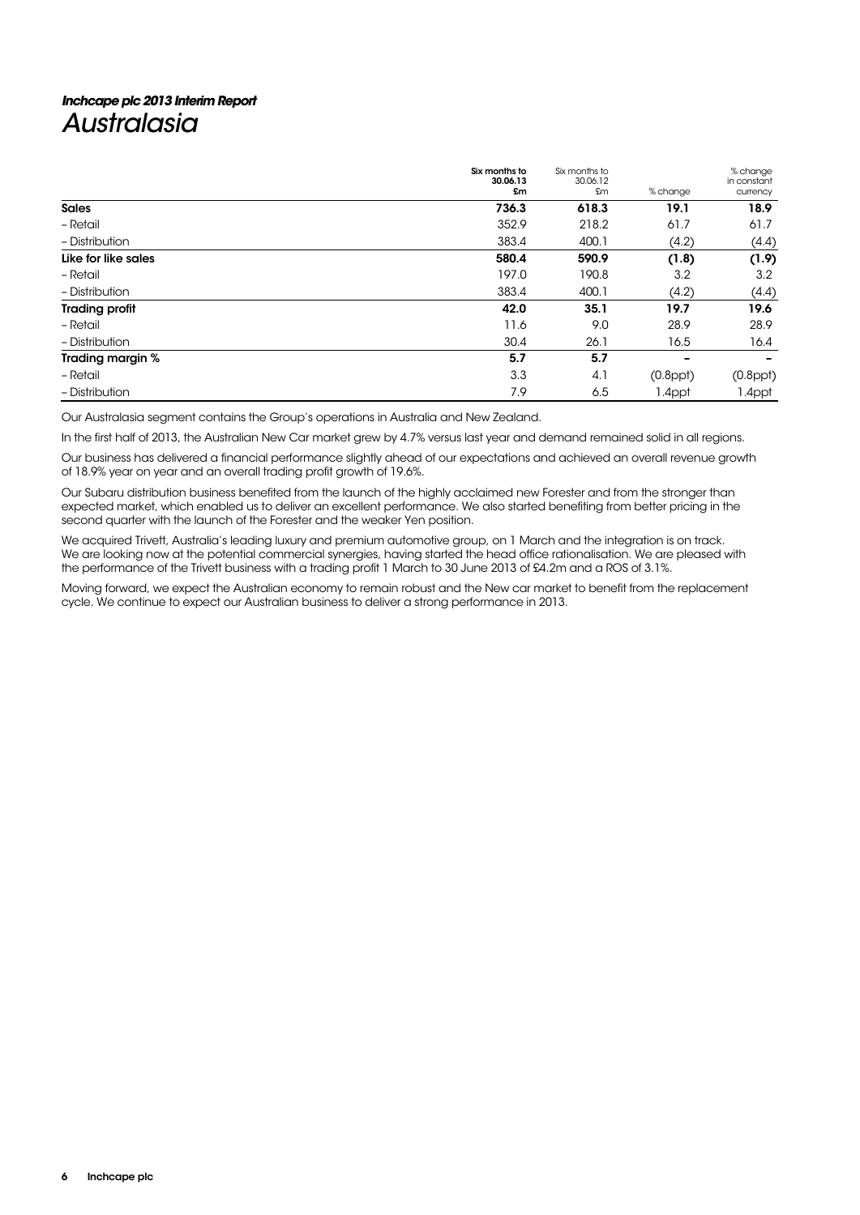*Inchcape plc 2013 Interim Report*

# Australasia

| | Six months to 30.06.13 £m | Six months to 30.06.12 £m | % change | % change in constant currency |
|---|---|---|---|---|
| **Sales** | **736.3** | **618.3** | **19.1** | **18.9** |
| – Retail | 352.9 | 218.2 | 61.7 | 61.7 |
| – Distribution | 383.4 | 400.1 | (4.2) | (4.4) |
| **Like for like sales** | **580.4** | **590.9** | **(1.8)** | **(1.9)** |
| – Retail | 197.0 | 190.8 | 3.2 | 3.2 |
| – Distribution | 383.4 | 400.1 | (4.2) | (4.4) |
| **Trading profit** | **42.0** | **35.1** | **19.7** | **19.6** |
| – Retail | 11.6 | 9.0 | 28.9 | 28.9 |
| – Distribution | 30.4 | 26.1 | 16.5 | 16.4 |
| **Trading margin %** | **5.7** | **5.7** | **–** | **–** |
| – Retail | 3.3 | 4.1 | (0.8ppt) | (0.8ppt) |
| – Distribution | 7.9 | 6.5 | 1.4ppt | 1.4ppt |

Our Australasia segment contains the Group's operations in Australia and New Zealand.

In the first half of 2013, the Australian New Car market grew by 4.7% versus last year and demand remained solid in all regions.

Our business has delivered a financial performance slightly ahead of our expectations and achieved an overall revenue growth of 18.9% year on year and an overall trading profit growth of 19.6%.

Our Subaru distribution business benefited from the launch of the highly acclaimed new Forester and from the stronger than expected market, which enabled us to deliver an excellent performance. We also started benefiting from better pricing in the second quarter with the launch of the Forester and the weaker Yen position.

We acquired Trivett, Australia's leading luxury and premium automotive group, on 1 March and the integration is on track. We are looking now at the potential commercial synergies, having started the head office rationalisation. We are pleased with the performance of the Trivett business with a trading profit 1 March to 30 June 2013 of £4.2m and a ROS of 3.1%.

Moving forward, we expect the Australian economy to remain robust and the New car market to benefit from the replacement cycle. We continue to expect our Australian business to deliver a strong performance in 2013.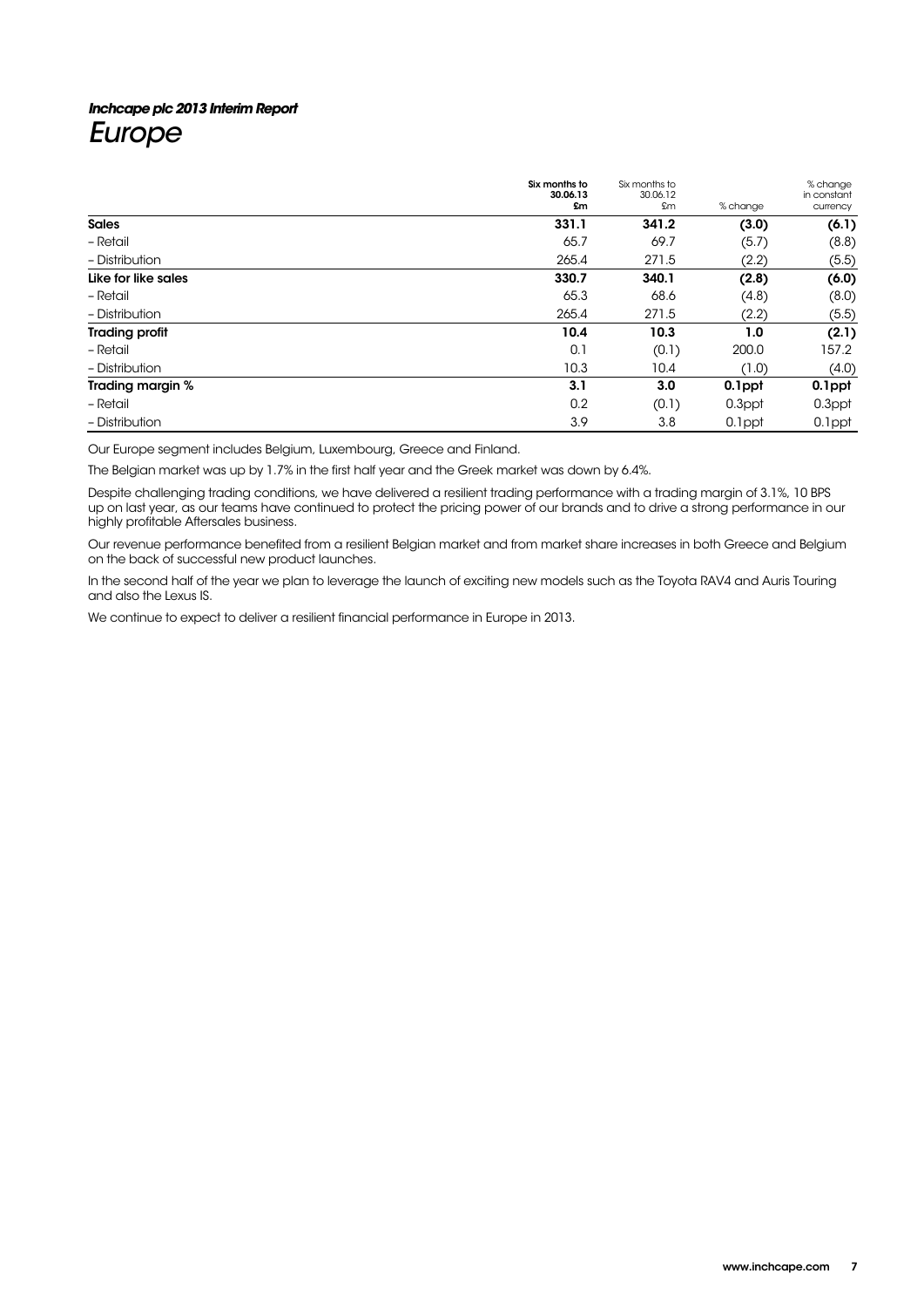*Inchcape plc 2013 Interim Report*

# Europe

| | Six months to 30.06.13 £m | Six months to 30.06.12 £m | % change | % change in constant currency |
|---|---|---|---|---|
| **Sales** | **331.1** | **341.2** | **(3.0)** | **(6.1)** |
| – Retail | 65.7 | 69.7 | (5.7) | (8.8) |
| – Distribution | 265.4 | 271.5 | (2.2) | (5.5) |
| **Like for like sales** | **330.7** | **340.1** | **(2.8)** | **(6.0)** |
| – Retail | 65.3 | 68.6 | (4.8) | (8.0) |
| – Distribution | 265.4 | 271.5 | (2.2) | (5.5) |
| **Trading profit** | **10.4** | **10.3** | **1.0** | **(2.1)** |
| – Retail | 0.1 | (0.1) | 200.0 | 157.2 |
| – Distribution | 10.3 | 10.4 | (1.0) | (4.0) |
| **Trading margin %** | **3.1** | **3.0** | **0.1ppt** | **0.1ppt** |
| – Retail | 0.2 | (0.1) | 0.3ppt | 0.3ppt |
| – Distribution | 3.9 | 3.8 | 0.1ppt | 0.1ppt |

Our Europe segment includes Belgium, Luxembourg, Greece and Finland.

The Belgian market was up by 1.7% in the first half year and the Greek market was down by 6.4%.

Despite challenging trading conditions, we have delivered a resilient trading performance with a trading margin of 3.1%, 10 BPS up on last year, as our teams have continued to protect the pricing power of our brands and to drive a strong performance in our highly profitable Aftersales business.

Our revenue performance benefited from a resilient Belgian market and from market share increases in both Greece and Belgium on the back of successful new product launches.

In the second half of the year we plan to leverage the launch of exciting new models such as the Toyota RAV4 and Auris Touring and also the Lexus IS.

We continue to expect to deliver a resilient financial performance in Europe in 2013.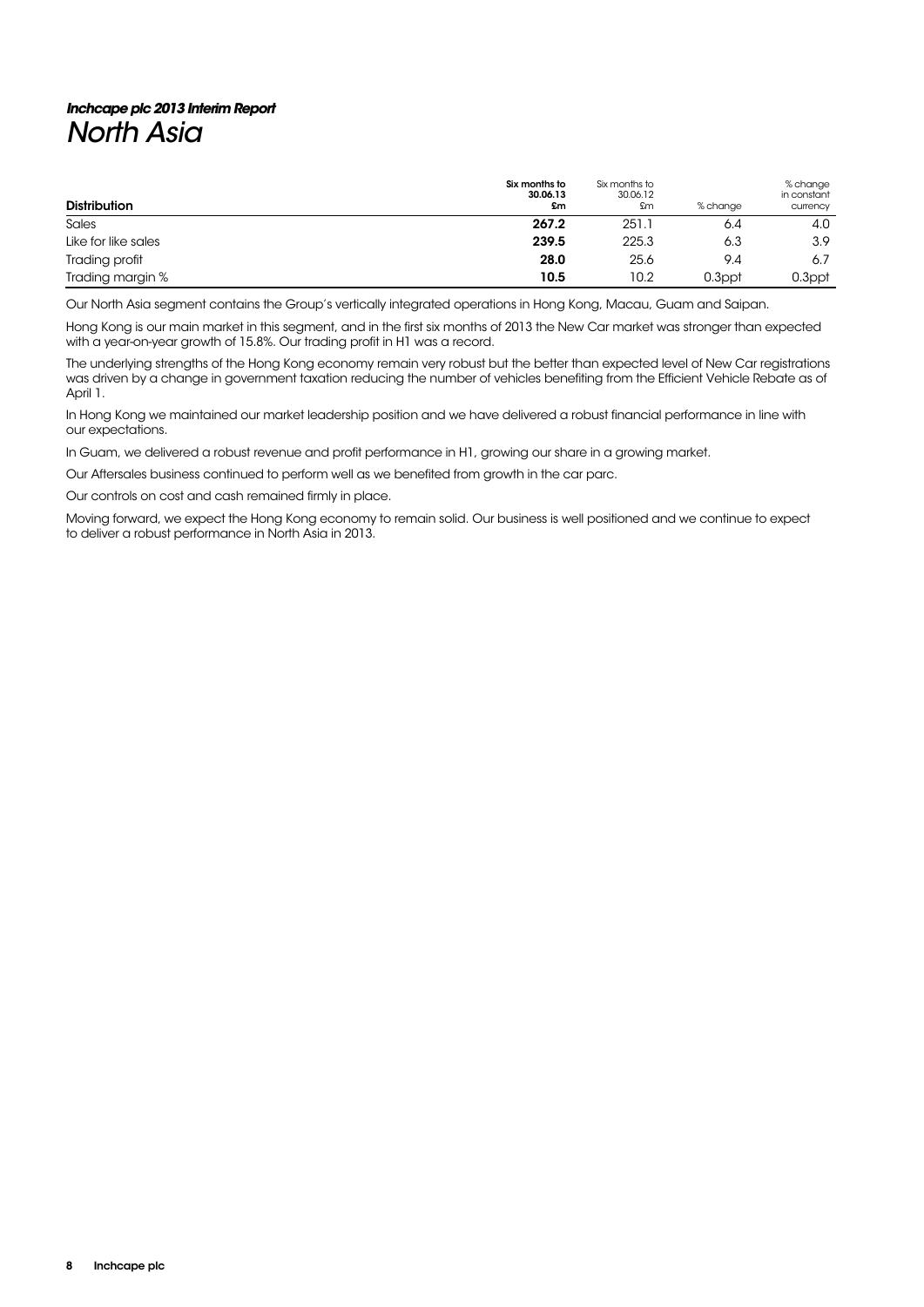*Inchcape plc 2013 Interim Report*

# *North Asia*

| Distribution | Six months to 30.06.13 £m | Six months to 30.06.12 £m | % change | % change in constant currency |
|---|---|---|---|---|
| Sales | **267.2** | 251.1 | 6.4 | 4.0 |
| Like for like sales | **239.5** | 225.3 | 6.3 | 3.9 |
| Trading profit | **28.0** | 25.6 | 9.4 | 6.7 |
| Trading margin % | **10.5** | 10.2 | 0.3ppt | 0.3ppt |

Our North Asia segment contains the Group's vertically integrated operations in Hong Kong, Macau, Guam and Saipan.

Hong Kong is our main market in this segment, and in the first six months of 2013 the New Car market was stronger than expected with a year-on-year growth of 15.8%. Our trading profit in H1 was a record.

The underlying strengths of the Hong Kong economy remain very robust but the better than expected level of New Car registrations was driven by a change in government taxation reducing the number of vehicles benefiting from the Efficient Vehicle Rebate as of April 1.

In Hong Kong we maintained our market leadership position and we have delivered a robust financial performance in line with our expectations.

In Guam, we delivered a robust revenue and profit performance in H1, growing our share in a growing market.

Our Aftersales business continued to perform well as we benefited from growth in the car parc.

Our controls on cost and cash remained firmly in place.

Moving forward, we expect the Hong Kong economy to remain solid. Our business is well positioned and we continue to expect to deliver a robust performance in North Asia in 2013.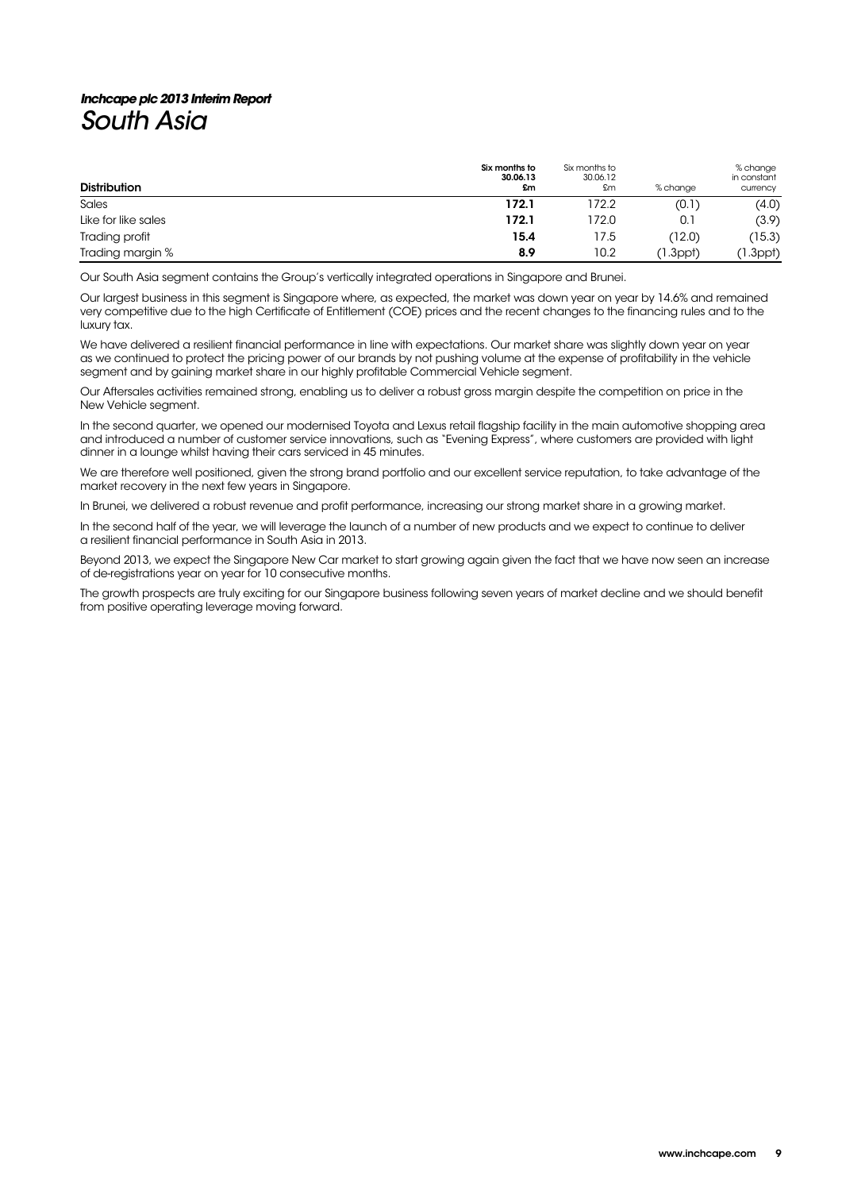*Inchcape plc 2013 Interim Report*

# South Asia

| Distribution | Six months to 30.06.13 £m | Six months to 30.06.12 £m | % change | % change in constant currency |
|---|---|---|---|---|
| Sales | **172.1** | 172.2 | (0.1) | (4.0) |
| Like for like sales | **172.1** | 172.0 | 0.1 | (3.9) |
| Trading profit | **15.4** | 17.5 | (12.0) | (15.3) |
| Trading margin % | **8.9** | 10.2 | (1.3ppt) | (1.3ppt) |

Our South Asia segment contains the Group's vertically integrated operations in Singapore and Brunei.

Our largest business in this segment is Singapore where, as expected, the market was down year on year by 14.6% and remained very competitive due to the high Certificate of Entitlement (COE) prices and the recent changes to the financing rules and to the luxury tax.

We have delivered a resilient financial performance in line with expectations. Our market share was slightly down year on year as we continued to protect the pricing power of our brands by not pushing volume at the expense of profitability in the vehicle segment and by gaining market share in our highly profitable Commercial Vehicle segment.

Our Aftersales activities remained strong, enabling us to deliver a robust gross margin despite the competition on price in the New Vehicle segment.

In the second quarter, we opened our modernised Toyota and Lexus retail flagship facility in the main automotive shopping area and introduced a number of customer service innovations, such as "Evening Express", where customers are provided with light dinner in a lounge whilst having their cars serviced in 45 minutes.

We are therefore well positioned, given the strong brand portfolio and our excellent service reputation, to take advantage of the market recovery in the next few years in Singapore.

In Brunei, we delivered a robust revenue and profit performance, increasing our strong market share in a growing market.

In the second half of the year, we will leverage the launch of a number of new products and we expect to continue to deliver a resilient financial performance in South Asia in 2013.

Beyond 2013, we expect the Singapore New Car market to start growing again given the fact that we have now seen an increase of de-registrations year on year for 10 consecutive months.

The growth prospects are truly exciting for our Singapore business following seven years of market decline and we should benefit from positive operating leverage moving forward.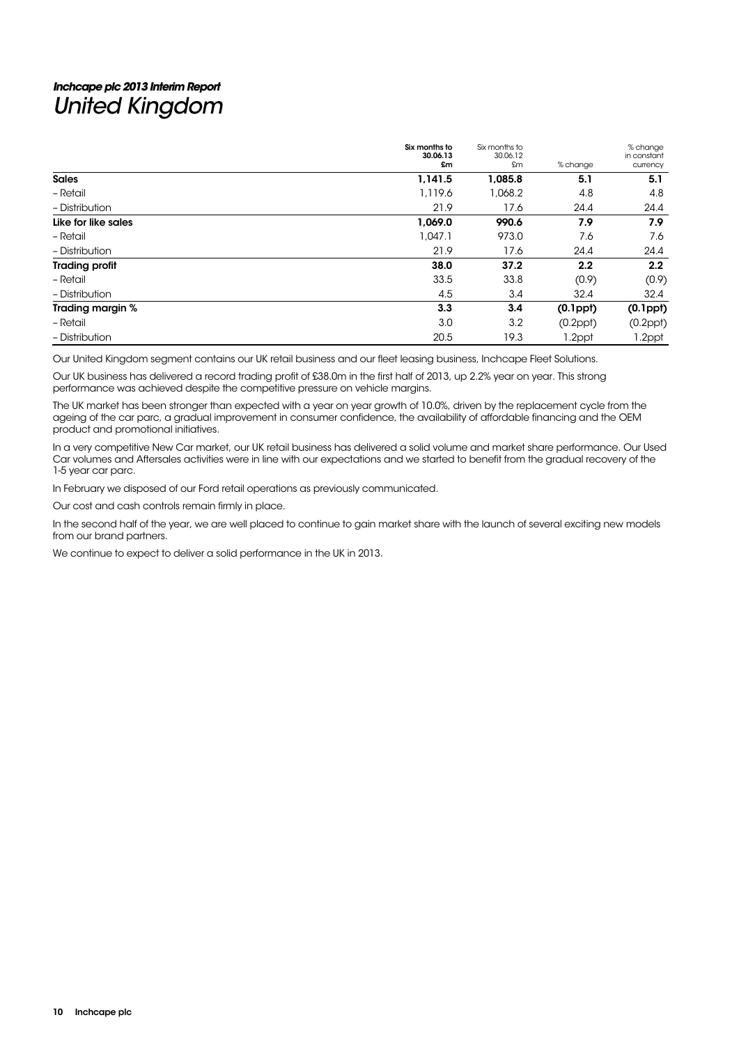*Inchcape plc 2013 Interim Report*

# *United Kingdom*

| | Six months to 30.06.13 £m | Six months to 30.06.12 £m | % change | % change in constant currency |
|---|---|---|---|---|
| **Sales** | **1,141.5** | **1,085.8** | **5.1** | **5.1** |
| – Retail | 1,119.6 | 1,068.2 | 4.8 | 4.8 |
| – Distribution | 21.9 | 17.6 | 24.4 | 24.4 |
| **Like for like sales** | **1,069.0** | **990.6** | **7.9** | **7.9** |
| – Retail | 1,047.1 | 973.0 | 7.6 | 7.6 |
| – Distribution | 21.9 | 17.6 | 24.4 | 24.4 |
| **Trading profit** | **38.0** | **37.2** | **2.2** | **2.2** |
| – Retail | 33.5 | 33.8 | (0.9) | (0.9) |
| – Distribution | 4.5 | 3.4 | 32.4 | 32.4 |
| **Trading margin %** | **3.3** | **3.4** | **(0.1ppt)** | **(0.1ppt)** |
| – Retail | 3.0 | 3.2 | (0.2ppt) | (0.2ppt) |
| – Distribution | 20.5 | 19.3 | 1.2ppt | 1.2ppt |

Our United Kingdom segment contains our UK retail business and our fleet leasing business, Inchcape Fleet Solutions.

Our UK business has delivered a record trading profit of £38.0m in the first half of 2013, up 2.2% year on year. This strong performance was achieved despite the competitive pressure on vehicle margins.

The UK market has been stronger than expected with a year on year growth of 10.0%, driven by the replacement cycle from the ageing of the car parc, a gradual improvement in consumer confidence, the availability of affordable financing and the OEM product and promotional initiatives.

In a very competitive New Car market, our UK retail business has delivered a solid volume and market share performance. Our Used Car volumes and Aftersales activities were in line with our expectations and we started to benefit from the gradual recovery of the 1-5 year car parc.

In February we disposed of our Ford retail operations as previously communicated.

Our cost and cash controls remain firmly in place.

In the second half of the year, we are well placed to continue to gain market share with the launch of several exciting new models from our brand partners.

We continue to expect to deliver a solid performance in the UK in 2013.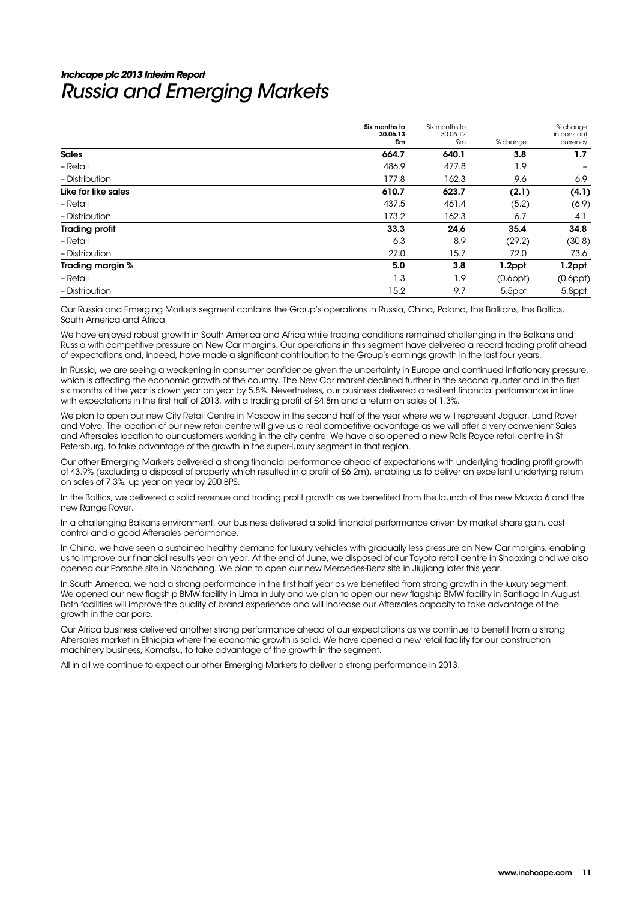*Inchcape plc 2013 Interim Report*

# *Russia and Emerging Markets*

| | Six months to 30.06.13 £m | Six months to 30.06.12 £m | % change | % change in constant currency |
|---|---|---|---|---|
| **Sales** | **664.7** | **640.1** | **3.8** | **1.7** |
| – Retail | 486.9 | 477.8 | 1.9 | – |
| – Distribution | 177.8 | 162.3 | 9.6 | 6.9 |
| **Like for like sales** | **610.7** | **623.7** | **(2.1)** | **(4.1)** |
| – Retail | 437.5 | 461.4 | (5.2) | (6.9) |
| – Distribution | 173.2 | 162.3 | 6.7 | 4.1 |
| **Trading profit** | **33.3** | **24.6** | **35.4** | **34.8** |
| – Retail | 6.3 | 8.9 | (29.2) | (30.8) |
| – Distribution | 27.0 | 15.7 | 72.0 | 73.6 |
| **Trading margin %** | **5.0** | **3.8** | **1.2ppt** | **1.2ppt** |
| – Retail | 1.3 | 1.9 | (0.6ppt) | (0.6ppt) |
| – Distribution | 15.2 | 9.7 | 5.5ppt | 5.8ppt |

Our Russia and Emerging Markets segment contains the Group's operations in Russia, China, Poland, the Balkans, the Baltics, South America and Africa.

We have enjoyed robust growth in South America and Africa while trading conditions remained challenging in the Balkans and Russia with competitive pressure on New Car margins. Our operations in this segment have delivered a record trading profit ahead of expectations and, indeed, have made a significant contribution to the Group's earnings growth in the last four years.

In Russia, we are seeing a weakening in consumer confidence given the uncertainty in Europe and continued inflationary pressure, which is affecting the economic growth of the country. The New Car market declined further in the second quarter and in the first six months of the year is down year on year by 5.8%. Nevertheless, our business delivered a resilient financial performance in line with expectations in the first half of 2013, with a trading profit of £4.8m and a return on sales of 1.3%.

We plan to open our new City Retail Centre in Moscow in the second half of the year where we will represent Jaguar, Land Rover and Volvo. The location of our new retail centre will give us a real competitive advantage as we will offer a very convenient Sales and Aftersales location to our customers working in the city centre. We have also opened a new Rolls Royce retail centre in St Petersburg, to take advantage of the growth in the super-luxury segment in that region.

Our other Emerging Markets delivered a strong financial performance ahead of expectations with underlying trading profit growth of 43.9% (excluding a disposal of property which resulted in a profit of £6.2m), enabling us to deliver an excellent underlying return on sales of 7.3%, up year on year by 200 BPS.

In the Baltics, we delivered a solid revenue and trading profit growth as we benefited from the launch of the new Mazda 6 and the new Range Rover.

In a challenging Balkans environment, our business delivered a solid financial performance driven by market share gain, cost control and a good Aftersales performance.

In China, we have seen a sustained healthy demand for luxury vehicles with gradually less pressure on New Car margins, enabling us to improve our financial results year on year. At the end of June, we disposed of our Toyota retail centre in Shaoxing and we also opened our Porsche site in Nanchang. We plan to open our new Mercedes-Benz site in Jiujiang later this year.

In South America, we had a strong performance in the first half year as we benefited from strong growth in the luxury segment. We opened our new flagship BMW facility in Lima in July and we plan to open our new flagship BMW facility in Santiago in August. Both facilities will improve the quality of brand experience and will increase our Aftersales capacity to take advantage of the growth in the car parc.

Our Africa business delivered another strong performance ahead of our expectations as we continue to benefit from a strong Aftersales market in Ethiopia where the economic growth is solid. We have opened a new retail facility for our construction machinery business, Komatsu, to take advantage of the growth in the segment.

All in all we continue to expect our other Emerging Markets to deliver a strong performance in 2013.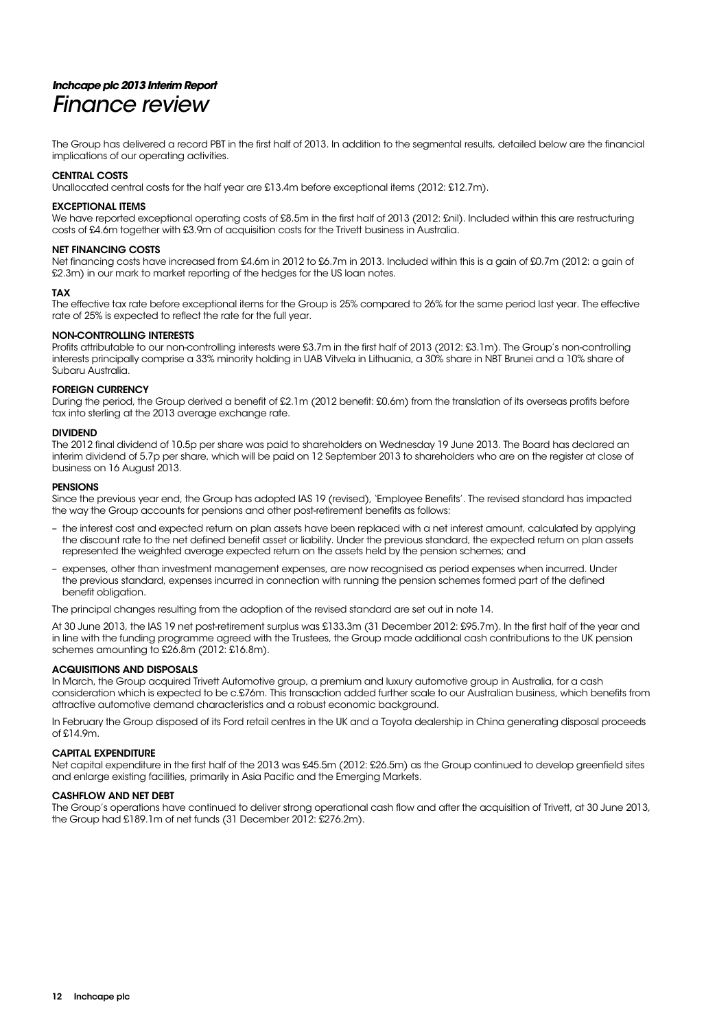***Inchcape plc 2013 Interim Report***

# *Finance review*

The Group has delivered a record PBT in the first half of 2013. In addition to the segmental results, detailed below are the financial implications of our operating activities.

### CENTRAL COSTS

Unallocated central costs for the half year are £13.4m before exceptional items (2012: £12.7m).

### EXCEPTIONAL ITEMS

We have reported exceptional operating costs of £8.5m in the first half of 2013 (2012: £nil). Included within this are restructuring costs of £4.6m together with £3.9m of acquisition costs for the Trivett business in Australia.

### NET FINANCING COSTS

Net financing costs have increased from £4.6m in 2012 to £6.7m in 2013. Included within this is a gain of £0.7m (2012: a gain of £2.3m) in our mark to market reporting of the hedges for the US loan notes.

### TAX

The effective tax rate before exceptional items for the Group is 25% compared to 26% for the same period last year. The effective rate of 25% is expected to reflect the rate for the full year.

### NON-CONTROLLING INTERESTS

Profits attributable to our non-controlling interests were £3.7m in the first half of 2013 (2012: £3.1m). The Group's non-controlling interests principally comprise a 33% minority holding in UAB Vitvela in Lithuania, a 30% share in NBT Brunei and a 10% share of Subaru Australia.

### FOREIGN CURRENCY

During the period, the Group derived a benefit of £2.1m (2012 benefit: £0.6m) from the translation of its overseas profits before tax into sterling at the 2013 average exchange rate.

### DIVIDEND

The 2012 final dividend of 10.5p per share was paid to shareholders on Wednesday 19 June 2013. The Board has declared an interim dividend of 5.7p per share, which will be paid on 12 September 2013 to shareholders who are on the register at close of business on 16 August 2013.

### PENSIONS

Since the previous year end, the Group has adopted IAS 19 (revised), 'Employee Benefits'. The revised standard has impacted the way the Group accounts for pensions and other post-retirement benefits as follows:

- the interest cost and expected return on plan assets have been replaced with a net interest amount, calculated by applying the discount rate to the net defined benefit asset or liability. Under the previous standard, the expected return on plan assets represented the weighted average expected return on the assets held by the pension schemes; and
- expenses, other than investment management expenses, are now recognised as period expenses when incurred. Under the previous standard, expenses incurred in connection with running the pension schemes formed part of the defined benefit obligation.

The principal changes resulting from the adoption of the revised standard are set out in note 14.

At 30 June 2013, the IAS 19 net post-retirement surplus was £133.3m (31 December 2012: £95.7m). In the first half of the year and in line with the funding programme agreed with the Trustees, the Group made additional cash contributions to the UK pension schemes amounting to £26.8m (2012: £16.8m).

### ACQUISITIONS AND DISPOSALS

In March, the Group acquired Trivett Automotive group, a premium and luxury automotive group in Australia, for a cash consideration which is expected to be c.£76m. This transaction added further scale to our Australian business, which benefits from attractive automotive demand characteristics and a robust economic background.

In February the Group disposed of its Ford retail centres in the UK and a Toyota dealership in China generating disposal proceeds of £14.9m.

### CAPITAL EXPENDITURE

Net capital expenditure in the first half of the 2013 was £45.5m (2012: £26.5m) as the Group continued to develop greenfield sites and enlarge existing facilities, primarily in Asia Pacific and the Emerging Markets.

### CASHFLOW AND NET DEBT

The Group's operations have continued to deliver strong operational cash flow and after the acquisition of Trivett, at 30 June 2013, the Group had £189.1m of net funds (31 December 2012: £276.2m).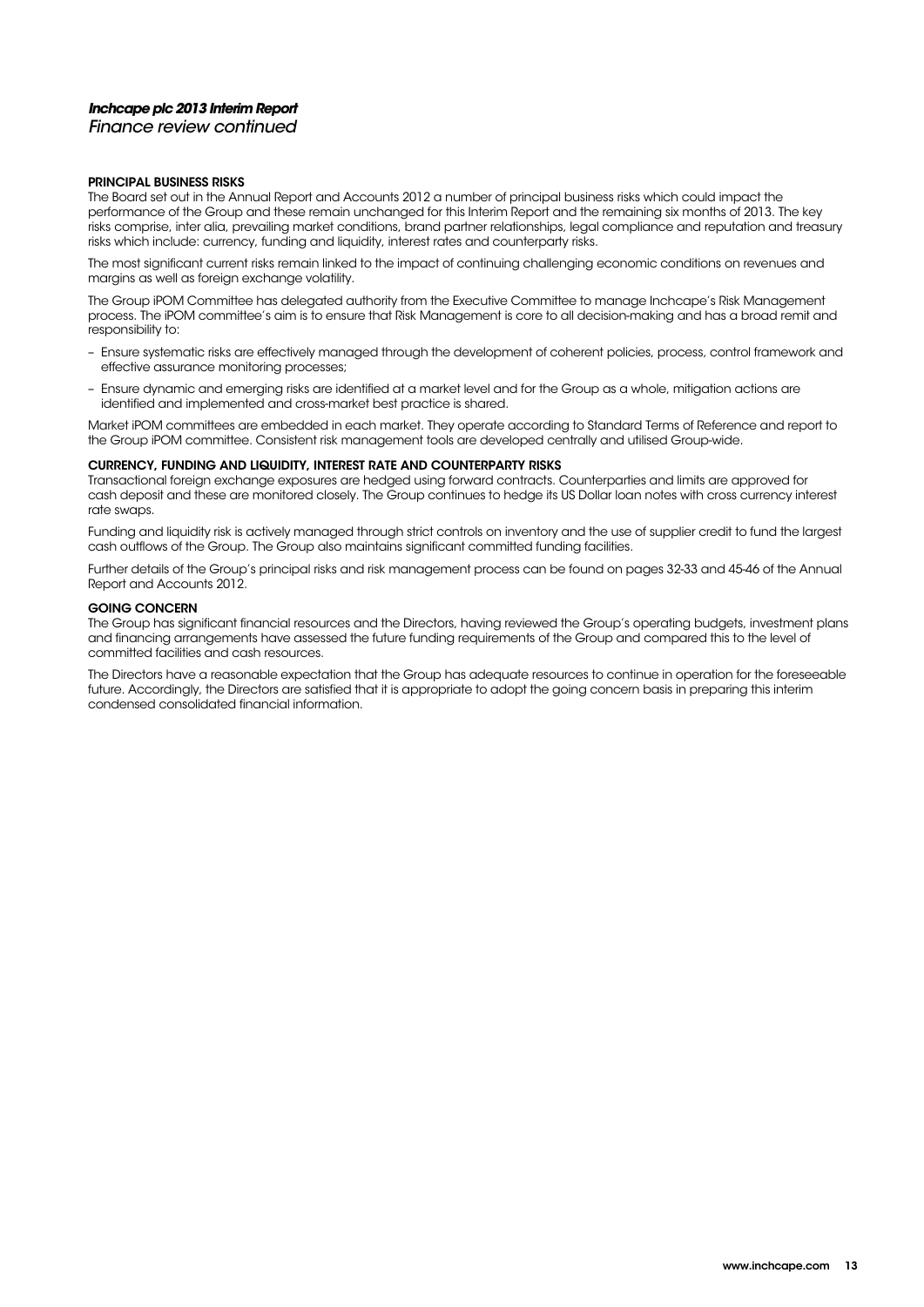## PRINCIPAL BUSINESS RISKS

The Board set out in the Annual Report and Accounts 2012 a number of principal business risks which could impact the performance of the Group and these remain unchanged for this Interim Report and the remaining six months of 2013. The key risks comprise, inter alia, prevailing market conditions, brand partner relationships, legal compliance and reputation and treasury risks which include: currency, funding and liquidity, interest rates and counterparty risks.

The most significant current risks remain linked to the impact of continuing challenging economic conditions on revenues and margins as well as foreign exchange volatility.

The Group iPOM Committee has delegated authority from the Executive Committee to manage Inchcape's Risk Management process. The iPOM committee's aim is to ensure that Risk Management is core to all decision-making and has a broad remit and responsibility to:

- Ensure systematic risks are effectively managed through the development of coherent policies, process, control framework and effective assurance monitoring processes;
- Ensure dynamic and emerging risks are identified at a market level and for the Group as a whole, mitigation actions are identified and implemented and cross-market best practice is shared.

Market iPOM committees are embedded in each market. They operate according to Standard Terms of Reference and report to the Group iPOM committee. Consistent risk management tools are developed centrally and utilised Group-wide.

## CURRENCY, FUNDING AND LIQUIDITY, INTEREST RATE AND COUNTERPARTY RISKS

Transactional foreign exchange exposures are hedged using forward contracts. Counterparties and limits are approved for cash deposit and these are monitored closely. The Group continues to hedge its US Dollar loan notes with cross currency interest rate swaps.

Funding and liquidity risk is actively managed through strict controls on inventory and the use of supplier credit to fund the largest cash outflows of the Group. The Group also maintains significant committed funding facilities.

Further details of the Group's principal risks and risk management process can be found on pages 32-33 and 45-46 of the Annual Report and Accounts 2012.

## GOING CONCERN

The Group has significant financial resources and the Directors, having reviewed the Group's operating budgets, investment plans and financing arrangements have assessed the future funding requirements of the Group and compared this to the level of committed facilities and cash resources.

The Directors have a reasonable expectation that the Group has adequate resources to continue in operation for the foreseeable future. Accordingly, the Directors are satisfied that it is appropriate to adopt the going concern basis in preparing this interim condensed consolidated financial information.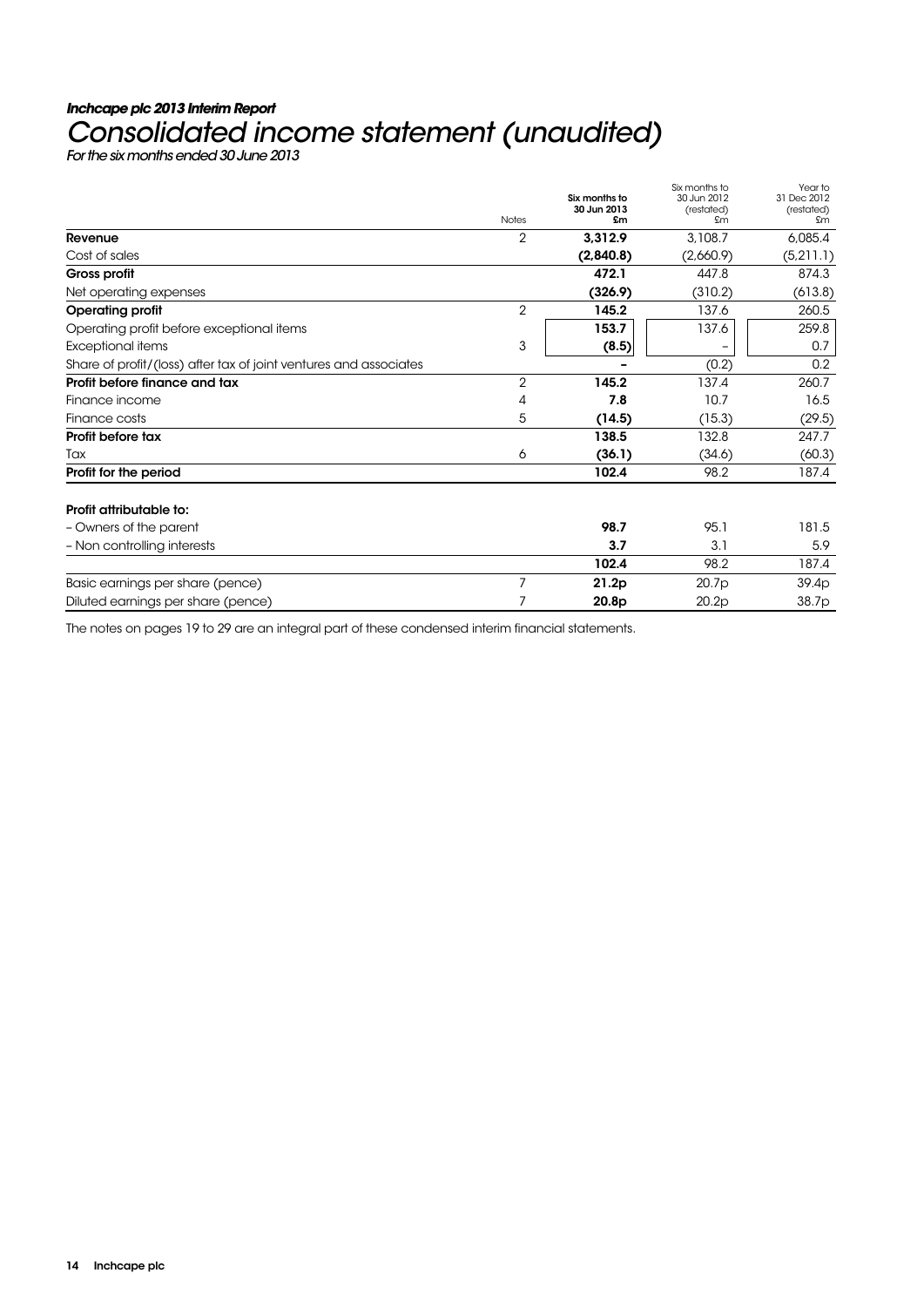*Inchcape plc 2013 Interim Report*

# *Consolidated income statement (unaudited)*

*For the six months ended 30 June 2013*

| | Notes | Six months to 30 Jun 2013 £m | Six months to 30 Jun 2012 (restated) £m | Year to 31 Dec 2012 (restated) £m |
|---|---|---|---|---|
| **Revenue** | 2 | **3,312.9** | 3,108.7 | 6,085.4 |
| Cost of sales | | **(2,840.8)** | (2,660.9) | (5,211.1) |
| **Gross profit** | | **472.1** | 447.8 | 874.3 |
| Net operating expenses | | **(326.9)** | (310.2) | (613.8) |
| **Operating profit** | 2 | **145.2** | 137.6 | 260.5 |
| Operating profit before exceptional items | | **153.7** | 137.6 | 259.8 |
| Exceptional items | 3 | **(8.5)** | – | 0.7 |
| Share of profit/(loss) after tax of joint ventures and associates | | **–** | (0.2) | 0.2 |
| **Profit before finance and tax** | 2 | **145.2** | 137.4 | 260.7 |
| Finance income | 4 | **7.8** | 10.7 | 16.5 |
| Finance costs | 5 | **(14.5)** | (15.3) | (29.5) |
| **Profit before tax** | | **138.5** | 132.8 | 247.7 |
| Tax | 6 | **(36.1)** | (34.6) | (60.3) |
| **Profit for the period** | | **102.4** | 98.2 | 187.4 |
| | | | | |
| **Profit attributable to:** | | | | |
| – Owners of the parent | | **98.7** | 95.1 | 181.5 |
| – Non controlling interests | | **3.7** | 3.1 | 5.9 |
| | | **102.4** | 98.2 | 187.4 |
| Basic earnings per share (pence) | 7 | **21.2p** | 20.7p | 39.4p |
| Diluted earnings per share (pence) | 7 | **20.8p** | 20.2p | 38.7p |

The notes on pages 19 to 29 are an integral part of these condensed interim financial statements.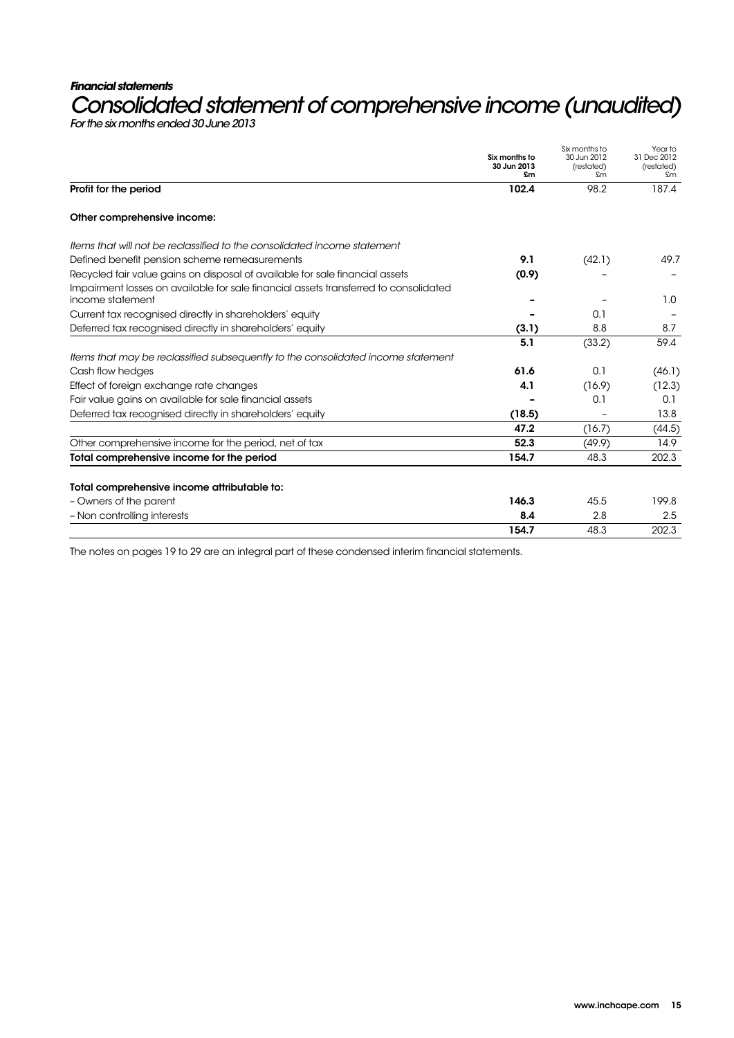***Financial statements***

# *Consolidated statement of comprehensive income (unaudited)*

*For the six months ended 30 June 2013*

| | Six months to 30 Jun 2013 £m | Six months to 30 Jun 2012 (restated) £m | Year to 31 Dec 2012 (restated) £m |
|---|---|---|---|
| **Profit for the period** | **102.4** | 98.2 | 187.4 |
| **Other comprehensive income:** | | | |
| *Items that will not be reclassified to the consolidated income statement* | | | |
| Defined benefit pension scheme remeasurements | **9.1** | (42.1) | 49.7 |
| Recycled fair value gains on disposal of available for sale financial assets | **(0.9)** | – | – |
| Impairment losses on available for sale financial assets transferred to consolidated income statement | **–** | – | 1.0 |
| Current tax recognised directly in shareholders' equity | **–** | 0.1 | – |
| Deferred tax recognised directly in shareholders' equity | **(3.1)** | 8.8 | 8.7 |
| | **5.1** | (33.2) | 59.4 |
| *Items that may be reclassified subsequently to the consolidated income statement* | | | |
| Cash flow hedges | **61.6** | 0.1 | (46.1) |
| Effect of foreign exchange rate changes | **4.1** | (16.9) | (12.3) |
| Fair value gains on available for sale financial assets | **–** | 0.1 | 0.1 |
| Deferred tax recognised directly in shareholders' equity | **(18.5)** | – | 13.8 |
| | **47.2** | (16.7) | (44.5) |
| Other comprehensive income for the period, net of tax | **52.3** | (49.9) | 14.9 |
| **Total comprehensive income for the period** | **154.7** | 48.3 | 202.3 |
| **Total comprehensive income attributable to:** | | | |
| – Owners of the parent | **146.3** | 45.5 | 199.8 |
| – Non controlling interests | **8.4** | 2.8 | 2.5 |
| | **154.7** | 48.3 | 202.3 |

The notes on pages 19 to 29 are an integral part of these condensed interim financial statements.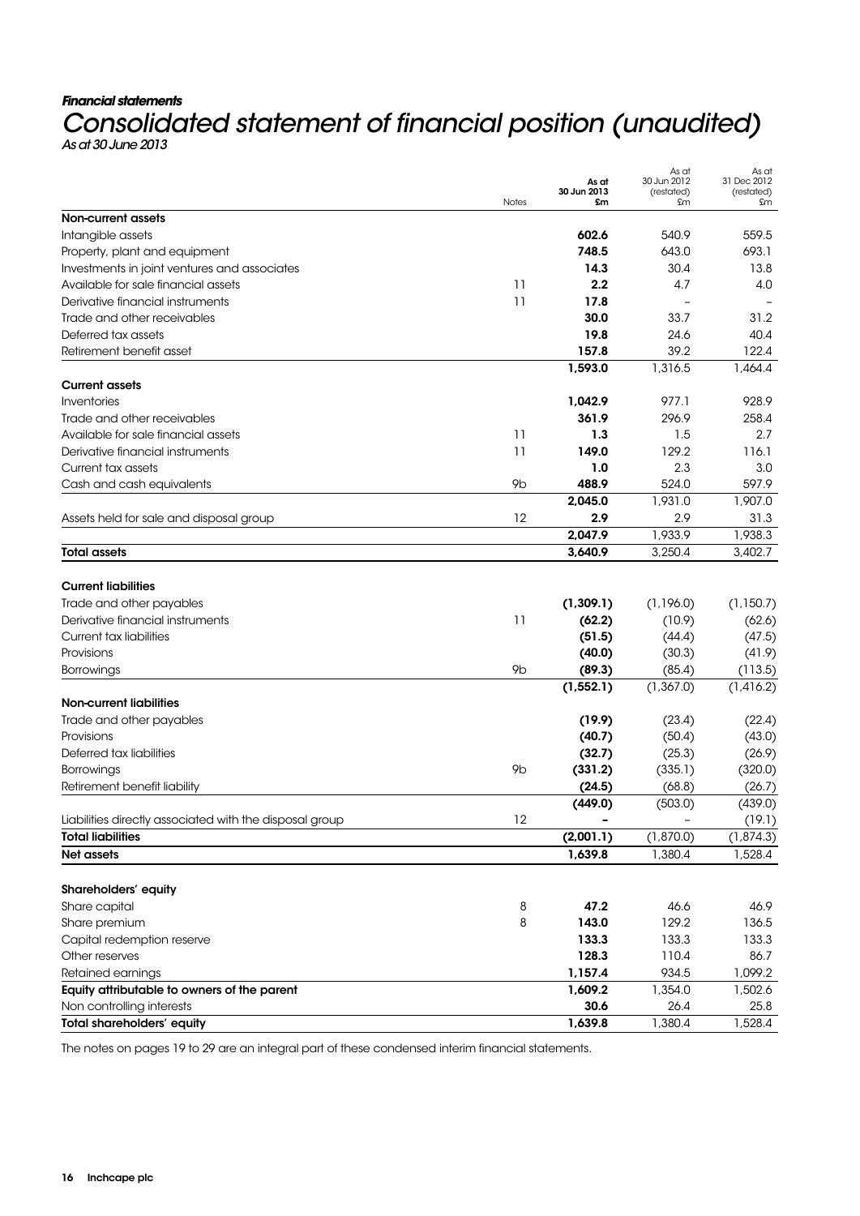*Financial statements*

# Consolidated statement of financial position (unaudited)

*As at 30 June 2013*

| | Notes | As at 30 Jun 2013 £m | As at 30 Jun 2012 (restated) £m | As at 31 Dec 2012 (restated) £m |
|---|---|---|---|---|
| **Non-current assets** | | | | |
| Intangible assets | | **602.6** | 540.9 | 559.5 |
| Property, plant and equipment | | **748.5** | 643.0 | 693.1 |
| Investments in joint ventures and associates | | **14.3** | 30.4 | 13.8 |
| Available for sale financial assets | 11 | **2.2** | 4.7 | 4.0 |
| Derivative financial instruments | 11 | **17.8** | – | – |
| Trade and other receivables | | **30.0** | 33.7 | 31.2 |
| Deferred tax assets | | **19.8** | 24.6 | 40.4 |
| Retirement benefit asset | | **157.8** | 39.2 | 122.4 |
| | | **1,593.0** | 1,316.5 | 1,464.4 |
| **Current assets** | | | | |
| Inventories | | **1,042.9** | 977.1 | 928.9 |
| Trade and other receivables | | **361.9** | 296.9 | 258.4 |
| Available for sale financial assets | 11 | **1.3** | 1.5 | 2.7 |
| Derivative financial instruments | 11 | **149.0** | 129.2 | 116.1 |
| Current tax assets | | **1.0** | 2.3 | 3.0 |
| Cash and cash equivalents | 9b | **488.9** | 524.0 | 597.9 |
| | | **2,045.0** | 1,931.0 | 1,907.0 |
| Assets held for sale and disposal group | 12 | **2.9** | 2.9 | 31.3 |
| | | **2,047.9** | 1,933.9 | 1,938.3 |
| **Total assets** | | **3,640.9** | 3,250.4 | 3,402.7 |
| **Current liabilities** | | | | |
| Trade and other payables | | **(1,309.1)** | (1,196.0) | (1,150.7) |
| Derivative financial instruments | 11 | **(62.2)** | (10.9) | (62.6) |
| Current tax liabilities | | **(51.5)** | (44.4) | (47.5) |
| Provisions | | **(40.0)** | (30.3) | (41.9) |
| Borrowings | 9b | **(89.3)** | (85.4) | (113.5) |
| | | **(1,552.1)** | (1,367.0) | (1,416.2) |
| **Non-current liabilities** | | | | |
| Trade and other payables | | **(19.9)** | (23.4) | (22.4) |
| Provisions | | **(40.7)** | (50.4) | (43.0) |
| Deferred tax liabilities | | **(32.7)** | (25.3) | (26.9) |
| Borrowings | 9b | **(331.2)** | (335.1) | (320.0) |
| Retirement benefit liability | | **(24.5)** | (68.8) | (26.7) |
| | | **(449.0)** | (503.0) | (439.0) |
| Liabilities directly associated with the disposal group | 12 | **–** | – | (19.1) |
| **Total liabilities** | | **(2,001.1)** | (1,870.0) | (1,874.3) |
| **Net assets** | | **1,639.8** | 1,380.4 | 1,528.4 |
| **Shareholders' equity** | | | | |
| Share capital | 8 | **47.2** | 46.6 | 46.9 |
| Share premium | 8 | **143.0** | 129.2 | 136.5 |
| Capital redemption reserve | | **133.3** | 133.3 | 133.3 |
| Other reserves | | **128.3** | 110.4 | 86.7 |
| Retained earnings | | **1,157.4** | 934.5 | 1,099.2 |
| **Equity attributable to owners of the parent** | | **1,609.2** | 1,354.0 | 1,502.6 |
| Non controlling interests | | **30.6** | 26.4 | 25.8 |
| **Total shareholders' equity** | | **1,639.8** | 1,380.4 | 1,528.4 |

The notes on pages 19 to 29 are an integral part of these condensed interim financial statements.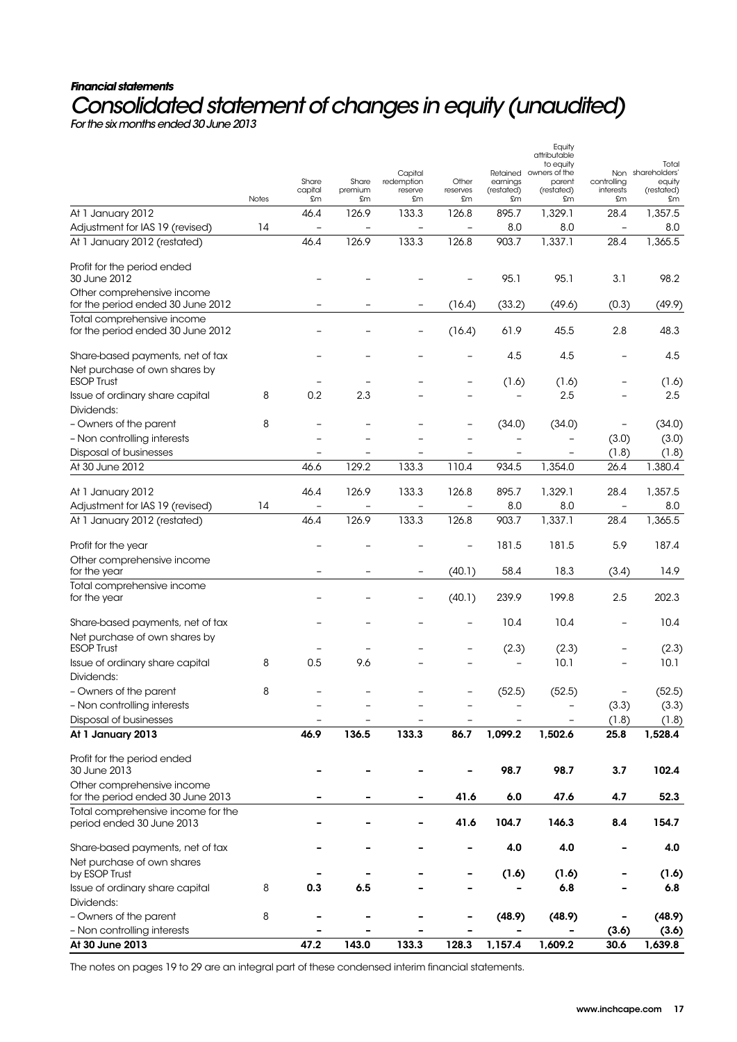*Financial statements*

# *Consolidated statement of changes in equity (unaudited)*

*For the six months ended 30 June 2013*

| | Notes | Share capital £m | Share premium £m | Capital redemption reserve £m | Other reserves £m | Retained earnings (restated) £m | Equity attributable to equity owners of the parent (restated) £m | Non controlling interests £m | Total shareholders' equity (restated) £m |
|---|---|---|---|---|---|---|---|---|---|
| At 1 January 2012 | | 46.4 | 126.9 | 133.3 | 126.8 | 895.7 | 1,329.1 | 28.4 | 1,357.5 |
| Adjustment for IAS 19 (revised) | 14 | – | – | – | – | 8.0 | 8.0 | – | 8.0 |
| At 1 January 2012 (restated) | | 46.4 | 126.9 | 133.3 | 126.8 | 903.7 | 1,337.1 | 28.4 | 1,365.5 |
| Profit for the period ended 30 June 2012 | | – | – | – | – | 95.1 | 95.1 | 3.1 | 98.2 |
| Other comprehensive income for the period ended 30 June 2012 | | – | – | – | (16.4) | (33.2) | (49.6) | (0.3) | (49.9) |
| Total comprehensive income for the period ended 30 June 2012 | | – | – | – | (16.4) | 61.9 | 45.5 | 2.8 | 48.3 |
| Share-based payments, net of tax | | – | – | – | – | 4.5 | 4.5 | – | 4.5 |
| Net purchase of own shares by ESOP Trust | | – | – | – | – | (1.6) | (1.6) | – | (1.6) |
| Issue of ordinary share capital | 8 | 0.2 | 2.3 | – | – | – | 2.5 | – | 2.5 |
| Dividends: | | | | | | | | | |
| – Owners of the parent | 8 | – | – | – | – | (34.0) | (34.0) | – | (34.0) |
| – Non controlling interests | | – | – | – | – | – | – | (3.0) | (3.0) |
| Disposal of businesses | | – | – | – | – | – | – | (1.8) | (1.8) |
| At 30 June 2012 | | 46.6 | 129.2 | 133.3 | 110.4 | 934.5 | 1,354.0 | 26.4 | 1,380.4 |
| At 1 January 2012 | | 46.4 | 126.9 | 133.3 | 126.8 | 895.7 | 1,329.1 | 28.4 | 1,357.5 |
| Adjustment for IAS 19 (revised) | 14 | – | – | – | – | 8.0 | 8.0 | – | 8.0 |
| At 1 January 2012 (restated) | | 46.4 | 126.9 | 133.3 | 126.8 | 903.7 | 1,337.1 | 28.4 | 1,365.5 |
| Profit for the year | | – | – | – | – | 181.5 | 181.5 | 5.9 | 187.4 |
| Other comprehensive income for the year | | – | – | – | (40.1) | 58.4 | 18.3 | (3.4) | 14.9 |
| Total comprehensive income for the year | | – | – | – | (40.1) | 239.9 | 199.8 | 2.5 | 202.3 |
| Share-based payments, net of tax | | – | – | – | – | 10.4 | 10.4 | – | 10.4 |
| Net purchase of own shares by ESOP Trust | | – | – | – | – | (2.3) | (2.3) | – | (2.3) |
| Issue of ordinary share capital | 8 | 0.5 | 9.6 | – | – | – | 10.1 | – | 10.1 |
| Dividends: | | | | | | | | | |
| – Owners of the parent | 8 | – | – | – | – | (52.5) | (52.5) | – | (52.5) |
| – Non controlling interests | | – | – | – | – | – | – | (3.3) | (3.3) |
| Disposal of businesses | | – | – | – | – | – | – | (1.8) | (1.8) |
| **At 1 January 2013** | | **46.9** | **136.5** | **133.3** | **86.7** | **1,099.2** | **1,502.6** | **25.8** | **1,528.4** |
| Profit for the period ended 30 June 2013 | | **–** | **–** | **–** | **–** | **98.7** | **98.7** | **3.7** | **102.4** |
| Other comprehensive income for the period ended 30 June 2013 | | **–** | **–** | **–** | **41.6** | **6.0** | **47.6** | **4.7** | **52.3** |
| Total comprehensive income for the period ended 30 June 2013 | | **–** | **–** | **–** | **41.6** | **104.7** | **146.3** | **8.4** | **154.7** |
| Share-based payments, net of tax | | **–** | **–** | **–** | **–** | **4.0** | **4.0** | **–** | **4.0** |
| Net purchase of own shares by ESOP Trust | | **–** | **–** | **–** | **–** | **(1.6)** | **(1.6)** | **–** | **(1.6)** |
| Issue of ordinary share capital | 8 | **0.3** | **6.5** | **–** | **–** | **–** | **6.8** | **–** | **6.8** |
| Dividends: | | | | | | | | | |
| – Owners of the parent | 8 | **–** | **–** | **–** | **–** | **(48.9)** | **(48.9)** | **–** | **(48.9)** |
| – Non controlling interests | | **–** | **–** | **–** | **–** | **–** | **–** | **(3.6)** | **(3.6)** |
| **At 30 June 2013** | | **47.2** | **143.0** | **133.3** | **128.3** | **1,157.4** | **1,609.2** | **30.6** | **1,639.8** |

The notes on pages 19 to 29 are an integral part of these condensed interim financial statements.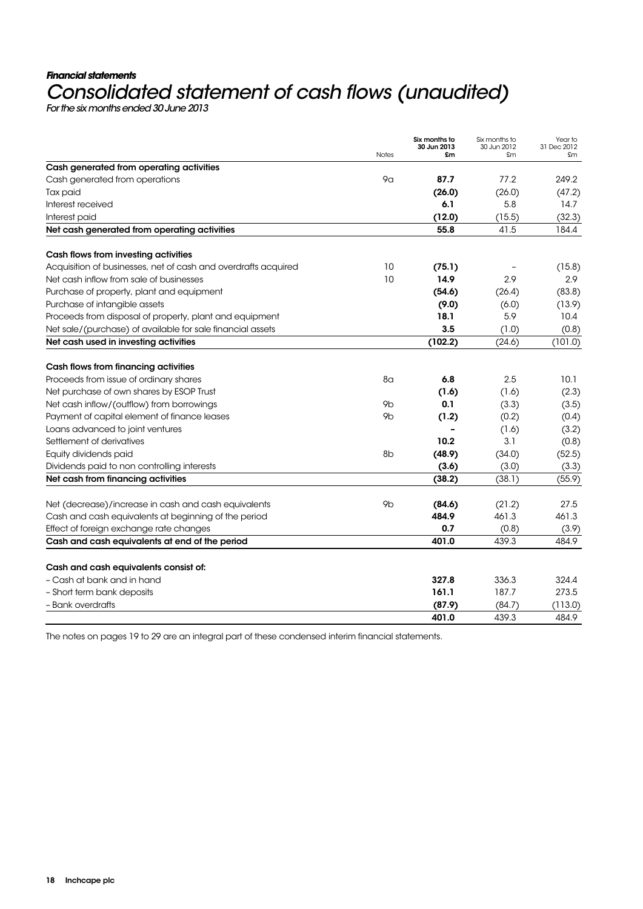*Financial statements*

# *Consolidated statement of cash flows (unaudited)*

*For the six months ended 30 June 2013*

| | Notes | **Six months to 30 Jun 2013 £m** | Six months to 30 Jun 2012 £m | Year to 31 Dec 2012 £m |
|---|---|---|---|---|
| **Cash generated from operating activities** | | | | |
| Cash generated from operations | 9a | **87.7** | 77.2 | 249.2 |
| Tax paid | | **(26.0)** | (26.0) | (47.2) |
| Interest received | | **6.1** | 5.8 | 14.7 |
| Interest paid | | **(12.0)** | (15.5) | (32.3) |
| **Net cash generated from operating activities** | | **55.8** | 41.5 | 184.4 |
| | | | | |
| **Cash flows from investing activities** | | | | |
| Acquisition of businesses, net of cash and overdrafts acquired | 10 | **(75.1)** | – | (15.8) |
| Net cash inflow from sale of businesses | 10 | **14.9** | 2.9 | 2.9 |
| Purchase of property, plant and equipment | | **(54.6)** | (26.4) | (83.8) |
| Purchase of intangible assets | | **(9.0)** | (6.0) | (13.9) |
| Proceeds from disposal of property, plant and equipment | | **18.1** | 5.9 | 10.4 |
| Net sale/(purchase) of available for sale financial assets | | **3.5** | (1.0) | (0.8) |
| **Net cash used in investing activities** | | **(102.2)** | (24.6) | (101.0) |
| | | | | |
| **Cash flows from financing activities** | | | | |
| Proceeds from issue of ordinary shares | 8a | **6.8** | 2.5 | 10.1 |
| Net purchase of own shares by ESOP Trust | | **(1.6)** | (1.6) | (2.3) |
| Net cash inflow/(outflow) from borrowings | 9b | **0.1** | (3.3) | (3.5) |
| Payment of capital element of finance leases | 9b | **(1.2)** | (0.2) | (0.4) |
| Loans advanced to joint ventures | | **–** | (1.6) | (3.2) |
| Settlement of derivatives | | **10.2** | 3.1 | (0.8) |
| Equity dividends paid | 8b | **(48.9)** | (34.0) | (52.5) |
| Dividends paid to non controlling interests | | **(3.6)** | (3.0) | (3.3) |
| **Net cash from financing activities** | | **(38.2)** | (38.1) | (55.9) |
| | | | | |
| Net (decrease)/increase in cash and cash equivalents | 9b | **(84.6)** | (21.2) | 27.5 |
| Cash and cash equivalents at beginning of the period | | **484.9** | 461.3 | 461.3 |
| Effect of foreign exchange rate changes | | **0.7** | (0.8) | (3.9) |
| **Cash and cash equivalents at end of the period** | | **401.0** | 439.3 | 484.9 |
| | | | | |
| **Cash and cash equivalents consist of:** | | | | |
| – Cash at bank and in hand | | **327.8** | 336.3 | 324.4 |
| – Short term bank deposits | | **161.1** | 187.7 | 273.5 |
| – Bank overdrafts | | **(87.9)** | (84.7) | (113.0) |
| | | **401.0** | 439.3 | 484.9 |

The notes on pages 19 to 29 are an integral part of these condensed interim financial statements.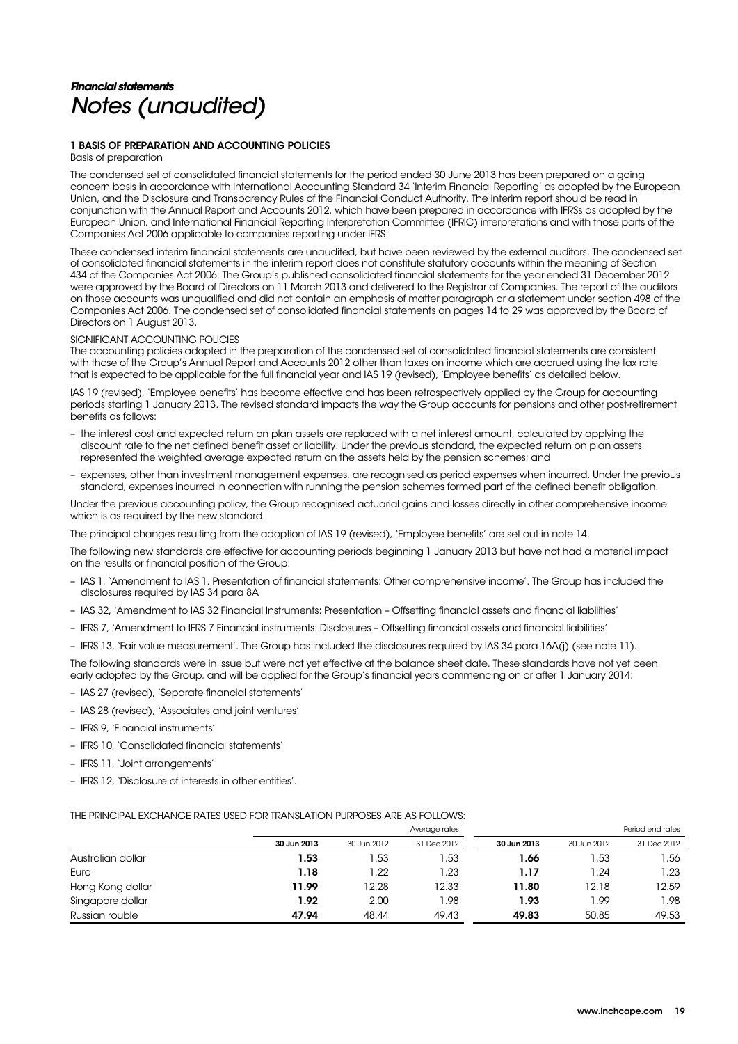## *Financial statements*
# *Notes (unaudited)*

### 1 BASIS OF PREPARATION AND ACCOUNTING POLICIES

Basis of preparation

The condensed set of consolidated financial statements for the period ended 30 June 2013 has been prepared on a going concern basis in accordance with International Accounting Standard 34 'Interim Financial Reporting' as adopted by the European Union, and the Disclosure and Transparency Rules of the Financial Conduct Authority. The interim report should be read in conjunction with the Annual Report and Accounts 2012, which have been prepared in accordance with IFRSs as adopted by the European Union, and International Financial Reporting Interpretation Committee (IFRIC) interpretations and with those parts of the Companies Act 2006 applicable to companies reporting under IFRS.

These condensed interim financial statements are unaudited, but have been reviewed by the external auditors. The condensed set of consolidated financial statements in the interim report does not constitute statutory accounts within the meaning of Section 434 of the Companies Act 2006. The Group's published consolidated financial statements for the year ended 31 December 2012 were approved by the Board of Directors on 11 March 2013 and delivered to the Registrar of Companies. The report of the auditors on those accounts was unqualified and did not contain an emphasis of matter paragraph or a statement under section 498 of the Companies Act 2006. The condensed set of consolidated financial statements on pages 14 to 29 was approved by the Board of Directors on 1 August 2013.

SIGNIFICANT ACCOUNTING POLICIES

The accounting policies adopted in the preparation of the condensed set of consolidated financial statements are consistent with those of the Group's Annual Report and Accounts 2012 other than taxes on income which are accrued using the tax rate that is expected to be applicable for the full financial year and IAS 19 (revised), 'Employee benefits' as detailed below.

IAS 19 (revised), 'Employee benefits' has become effective and has been retrospectively applied by the Group for accounting periods starting 1 January 2013. The revised standard impacts the way the Group accounts for pensions and other post-retirement benefits as follows:

- the interest cost and expected return on plan assets are replaced with a net interest amount, calculated by applying the discount rate to the net defined benefit asset or liability. Under the previous standard, the expected return on plan assets represented the weighted average expected return on the assets held by the pension schemes; and
- expenses, other than investment management expenses, are recognised as period expenses when incurred. Under the previous standard, expenses incurred in connection with running the pension schemes formed part of the defined benefit obligation.

Under the previous accounting policy, the Group recognised actuarial gains and losses directly in other comprehensive income which is as required by the new standard.

The principal changes resulting from the adoption of IAS 19 (revised), 'Employee benefits' are set out in note 14.

The following new standards are effective for accounting periods beginning 1 January 2013 but have not had a material impact on the results or financial position of the Group:

- IAS 1, 'Amendment to IAS 1, Presentation of financial statements: Other comprehensive income'. The Group has included the disclosures required by IAS 34 para 8A
- IAS 32, 'Amendment to IAS 32 Financial Instruments: Presentation – Offsetting financial assets and financial liabilities'
- IFRS 7, 'Amendment to IFRS 7 Financial instruments: Disclosures – Offsetting financial assets and financial liabilities'
- IFRS 13, 'Fair value measurement'. The Group has included the disclosures required by IAS 34 para 16A(j) (see note 11).

The following standards were in issue but were not yet effective at the balance sheet date. These standards have not yet been early adopted by the Group, and will be applied for the Group's financial years commencing on or after 1 January 2014:

- IAS 27 (revised), 'Separate financial statements'
- IAS 28 (revised), 'Associates and joint ventures'
- IFRS 9, 'Financial instruments'
- IFRS 10, 'Consolidated financial statements'
- IFRS 11, 'Joint arrangements'
- IFRS 12, 'Disclosure of interests in other entities'.

THE PRINCIPAL EXCHANGE RATES USED FOR TRANSLATION PURPOSES ARE AS FOLLOWS:

| | Average rates | | | Period end rates | | |
|---|---|---|---|---|---|---|
| | **30 Jun 2013** | 30 Jun 2012 | 31 Dec 2012 | **30 Jun 2013** | 30 Jun 2012 | 31 Dec 2012 |
| Australian dollar | **1.53** | 1.53 | 1.53 | **1.66** | 1.53 | 1.56 |
| Euro | **1.18** | 1.22 | 1.23 | **1.17** | 1.24 | 1.23 |
| Hong Kong dollar | **11.99** | 12.28 | 12.33 | **11.80** | 12.18 | 12.59 |
| Singapore dollar | **1.92** | 2.00 | 1.98 | **1.93** | 1.99 | 1.98 |
| Russian rouble | **47.94** | 48.44 | 49.43 | **49.83** | 50.85 | 49.53 |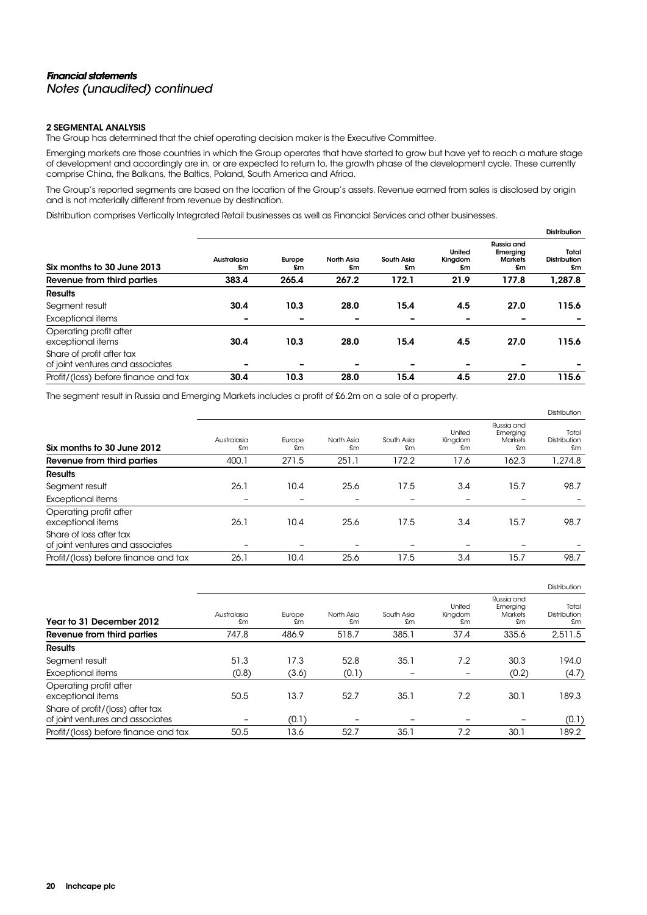# *Financial statements*

*Notes (unaudited) continued*

## 2 SEGMENTAL ANALYSIS

The Group has determined that the chief operating decision maker is the Executive Committee.

Emerging markets are those countries in which the Group operates that have started to grow but have yet to reach a mature stage of development and accordingly are in, or are expected to return to, the growth phase of the development cycle. These currently comprise China, the Balkans, the Baltics, Poland, South America and Africa.

The Group's reported segments are based on the location of the Group's assets. Revenue earned from sales is disclosed by origin and is not materially different from revenue by destination.

Distribution comprises Vertically Integrated Retail businesses as well as Financial Services and other businesses.

| | Distribution | | | | | | |
|---|---|---|---|---|---|---|---|
| **Six months to 30 June 2013** | **Australasia £m** | **Europe £m** | **North Asia £m** | **South Asia £m** | **United Kingdom £m** | **Russia and Emerging Markets £m** | **Total Distribution £m** |
| **Revenue from third parties** | **383.4** | **265.4** | **267.2** | **172.1** | **21.9** | **177.8** | **1,287.8** |
| **Results** | | | | | | | |
| Segment result | **30.4** | **10.3** | **28.0** | **15.4** | **4.5** | **27.0** | **115.6** |
| Exceptional items | **–** | **–** | **–** | **–** | **–** | **–** | **–** |
| Operating profit after exceptional items | **30.4** | **10.3** | **28.0** | **15.4** | **4.5** | **27.0** | **115.6** |
| Share of profit after tax of joint ventures and associates | **–** | **–** | **–** | **–** | **–** | **–** | **–** |
| Profit/(loss) before finance and tax | **30.4** | **10.3** | **28.0** | **15.4** | **4.5** | **27.0** | **115.6** |

The segment result in Russia and Emerging Markets includes a profit of £6.2m on a sale of a property.

| | Distribution | | | | | | |
|---|---|---|---|---|---|---|---|
| **Six months to 30 June 2012** | Australasia £m | Europe £m | North Asia £m | South Asia £m | United Kingdom £m | Russia and Emerging Markets £m | Total Distribution £m |
| **Revenue from third parties** | 400.1 | 271.5 | 251.1 | 172.2 | 17.6 | 162.3 | 1,274.8 |
| **Results** | | | | | | | |
| Segment result | 26.1 | 10.4 | 25.6 | 17.5 | 3.4 | 15.7 | 98.7 |
| Exceptional items | – | – | – | – | – | – | – |
| Operating profit after exceptional items | 26.1 | 10.4 | 25.6 | 17.5 | 3.4 | 15.7 | 98.7 |
| Share of loss after tax of joint ventures and associates | – | – | – | – | – | – | – |
| Profit/(loss) before finance and tax | 26.1 | 10.4 | 25.6 | 17.5 | 3.4 | 15.7 | 98.7 |

| | Distribution | | | | | | |
|---|---|---|---|---|---|---|---|
| **Year to 31 December 2012** | Australasia £m | Europe £m | North Asia £m | South Asia £m | United Kingdom £m | Russia and Emerging Markets £m | Total Distribution £m |
| **Revenue from third parties** | 747.8 | 486.9 | 518.7 | 385.1 | 37.4 | 335.6 | 2,511.5 |
| **Results** | | | | | | | |
| Segment result | 51.3 | 17.3 | 52.8 | 35.1 | 7.2 | 30.3 | 194.0 |
| Exceptional items | (0.8) | (3.6) | (0.1) | – | – | (0.2) | (4.7) |
| Operating profit after exceptional items | 50.5 | 13.7 | 52.7 | 35.1 | 7.2 | 30.1 | 189.3 |
| Share of profit/(loss) after tax of joint ventures and associates | – | (0.1) | – | – | – | – | (0.1) |
| Profit/(loss) before finance and tax | 50.5 | 13.6 | 52.7 | 35.1 | 7.2 | 30.1 | 189.2 |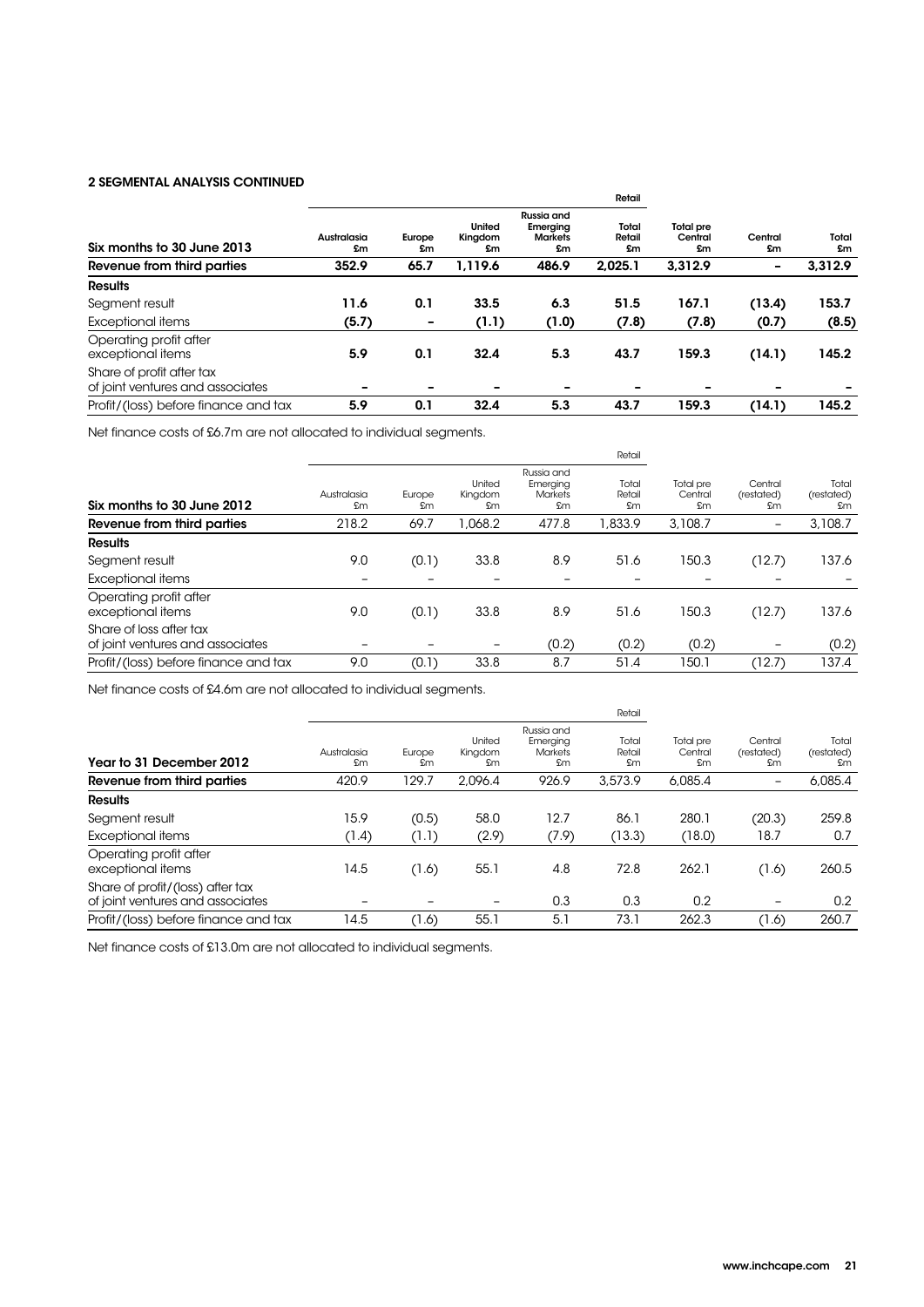## 2 SEGMENTAL ANALYSIS CONTINUED

| Six months to 30 June 2013 | Australasia £m | Europe £m | United Kingdom £m | Russia and Emerging Markets £m | Retail Total Retail £m | Total pre Central £m | Central £m | Total £m |
|---|---|---|---|---|---|---|---|---|
| **Revenue from third parties** | **352.9** | **65.7** | **1,119.6** | **486.9** | **2,025.1** | **3,312.9** | **–** | **3,312.9** |
| **Results** | | | | | | | | |
| Segment result | **11.6** | **0.1** | **33.5** | **6.3** | **51.5** | **167.1** | **(13.4)** | **153.7** |
| Exceptional items | **(5.7)** | **–** | **(1.1)** | **(1.0)** | **(7.8)** | **(7.8)** | **(0.7)** | **(8.5)** |
| Operating profit after exceptional items | **5.9** | **0.1** | **32.4** | **5.3** | **43.7** | **159.3** | **(14.1)** | **145.2** |
| Share of profit after tax of joint ventures and associates | **–** | **–** | **–** | **–** | **–** | **–** | **–** | **–** |
| Profit/(loss) before finance and tax | **5.9** | **0.1** | **32.4** | **5.3** | **43.7** | **159.3** | **(14.1)** | **145.2** |

Net finance costs of £6.7m are not allocated to individual segments.

| Six months to 30 June 2012 | Australasia £m | Europe £m | United Kingdom £m | Russia and Emerging Markets £m | Retail Total Retail £m | Total pre Central £m | Central (restated) £m | Total (restated) £m |
|---|---|---|---|---|---|---|---|---|
| **Revenue from third parties** | 218.2 | 69.7 | 1,068.2 | 477.8 | 1,833.9 | 3,108.7 | – | 3,108.7 |
| **Results** | | | | | | | | |
| Segment result | 9.0 | (0.1) | 33.8 | 8.9 | 51.6 | 150.3 | (12.7) | 137.6 |
| Exceptional items | – | – | – | – | – | – | – | – |
| Operating profit after exceptional items | 9.0 | (0.1) | 33.8 | 8.9 | 51.6 | 150.3 | (12.7) | 137.6 |
| Share of loss after tax of joint ventures and associates | – | – | – | (0.2) | (0.2) | (0.2) | – | (0.2) |
| Profit/(loss) before finance and tax | 9.0 | (0.1) | 33.8 | 8.7 | 51.4 | 150.1 | (12.7) | 137.4 |

Net finance costs of £4.6m are not allocated to individual segments.

| Year to 31 December 2012 | Australasia £m | Europe £m | United Kingdom £m | Russia and Emerging Markets £m | Retail Total Retail £m | Total pre Central £m | Central (restated) £m | Total (restated) £m |
|---|---|---|---|---|---|---|---|---|
| **Revenue from third parties** | 420.9 | 129.7 | 2,096.4 | 926.9 | 3,573.9 | 6,085.4 | – | 6,085.4 |
| **Results** | | | | | | | | |
| Segment result | 15.9 | (0.5) | 58.0 | 12.7 | 86.1 | 280.1 | (20.3) | 259.8 |
| Exceptional items | (1.4) | (1.1) | (2.9) | (7.9) | (13.3) | (18.0) | 18.7 | 0.7 |
| Operating profit after exceptional items | 14.5 | (1.6) | 55.1 | 4.8 | 72.8 | 262.1 | (1.6) | 260.5 |
| Share of profit/(loss) after tax of joint ventures and associates | – | – | – | 0.3 | 0.3 | 0.2 | – | 0.2 |
| Profit/(loss) before finance and tax | 14.5 | (1.6) | 55.1 | 5.1 | 73.1 | 262.3 | (1.6) | 260.7 |

Net finance costs of £13.0m are not allocated to individual segments.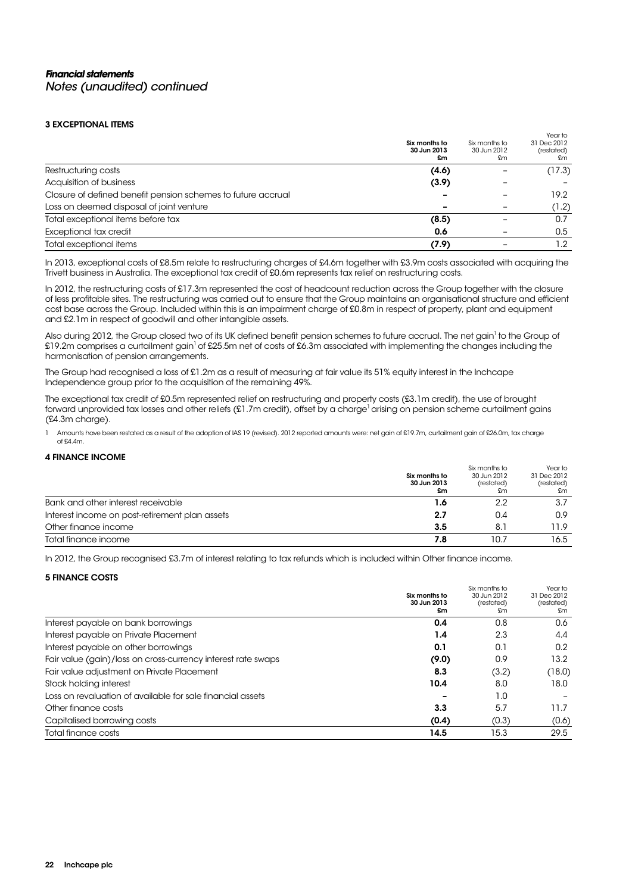# *Financial statements*
*Notes (unaudited) continued*

## 3 EXCEPTIONAL ITEMS

| | **Six months to 30 Jun 2013 £m** | Six months to 30 Jun 2012 £m | Year to 31 Dec 2012 (restated) £m |
|---|---|---|---|
| Restructuring costs | **(4.6)** | – | (17.3) |
| Acquisition of business | **(3.9)** | – | – |
| Closure of defined benefit pension schemes to future accrual | **–** | – | 19.2 |
| Loss on deemed disposal of joint venture | **–** | – | (1.2) |
| Total exceptional items before tax | **(8.5)** | – | 0.7 |
| Exceptional tax credit | **0.6** | – | 0.5 |
| Total exceptional items | **(7.9)** | – | 1.2 |

In 2013, exceptional costs of £8.5m relate to restructuring charges of £4.6m together with £3.9m costs associated with acquiring the Trivett business in Australia. The exceptional tax credit of £0.6m represents tax relief on restructuring costs.

In 2012, the restructuring costs of £17.3m represented the cost of headcount reduction across the Group together with the closure of less profitable sites. The restructuring was carried out to ensure that the Group maintains an organisational structure and efficient cost base across the Group. Included within this is an impairment charge of £0.8m in respect of property, plant and equipment and £2.1m in respect of goodwill and other intangible assets.

Also during 2012, the Group closed two of its UK defined benefit pension schemes to future accrual. The net gain[1] to the Group of £19.2m comprises a curtailment gain[1] of £25.5m net of costs of £6.3m associated with implementing the changes including the harmonisation of pension arrangements.

The Group had recognised a loss of £1.2m as a result of measuring at fair value its 51% equity interest in the Inchcape Independence group prior to the acquisition of the remaining 49%.

The exceptional tax credit of £0.5m represented relief on restructuring and property costs (£3.1m credit), the use of brought forward unprovided tax losses and other reliefs (£1.7m credit), offset by a charge[1] arising on pension scheme curtailment gains (£4.3m charge).

1 Amounts have been restated as a result of the adoption of IAS 19 (revised). 2012 reported amounts were: net gain of £19.7m, curtailment gain of £26.0m, tax charge of £4.4m.

## 4 FINANCE INCOME

| | **Six months to 30 Jun 2013 £m** | Six months to 30 Jun 2012 (restated) £m | Year to 31 Dec 2012 (restated) £m |
|---|---|---|---|
| Bank and other interest receivable | **1.6** | 2.2 | 3.7 |
| Interest income on post-retirement plan assets | **2.7** | 0.4 | 0.9 |
| Other finance income | **3.5** | 8.1 | 11.9 |
| Total finance income | **7.8** | 10.7 | 16.5 |

In 2012, the Group recognised £3.7m of interest relating to tax refunds which is included within Other finance income.

## 5 FINANCE COSTS

| | **Six months to 30 Jun 2013 £m** | Six months to 30 Jun 2012 (restated) £m | Year to 31 Dec 2012 (restated) £m |
|---|---|---|---|
| Interest payable on bank borrowings | **0.4** | 0.8 | 0.6 |
| Interest payable on Private Placement | **1.4** | 2.3 | 4.4 |
| Interest payable on other borrowings | **0.1** | 0.1 | 0.2 |
| Fair value (gain)/loss on cross-currency interest rate swaps | **(9.0)** | 0.9 | 13.2 |
| Fair value adjustment on Private Placement | **8.3** | (3.2) | (18.0) |
| Stock holding interest | **10.4** | 8.0 | 18.0 |
| Loss on revaluation of available for sale financial assets | **–** | 1.0 | – |
| Other finance costs | **3.3** | 5.7 | 11.7 |
| Capitalised borrowing costs | **(0.4)** | (0.3) | (0.6) |
| Total finance costs | **14.5** | 15.3 | 29.5 |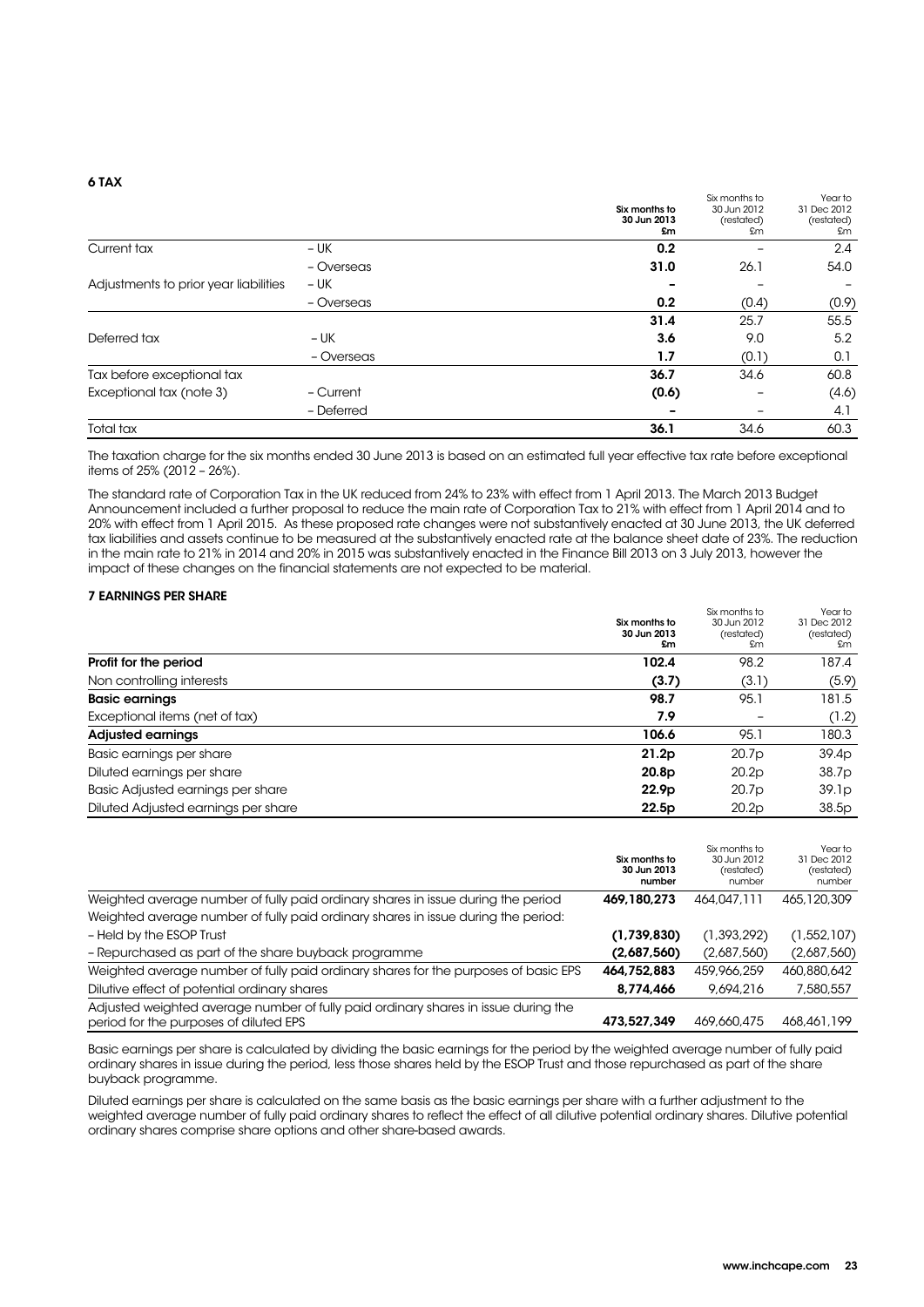## 6 TAX

| | | Six months to 30 Jun 2013 £m | Six months to 30 Jun 2012 (restated) £m | Year to 31 Dec 2012 (restated) £m |
|---|---|---|---|---|
| Current tax | – UK | **0.2** | – | 2.4 |
| | – Overseas | **31.0** | 26.1 | 54.0 |
| Adjustments to prior year liabilities | – UK | **–** | – | – |
| | – Overseas | **0.2** | (0.4) | (0.9) |
| | | **31.4** | 25.7 | 55.5 |
| Deferred tax | – UK | **3.6** | 9.0 | 5.2 |
| | – Overseas | **1.7** | (0.1) | 0.1 |
| Tax before exceptional tax | | **36.7** | 34.6 | 60.8 |
| Exceptional tax (note 3) | – Current | **(0.6)** | – | (4.6) |
| | – Deferred | **–** | – | 4.1 |
| Total tax | | **36.1** | 34.6 | 60.3 |

The taxation charge for the six months ended 30 June 2013 is based on an estimated full year effective tax rate before exceptional items of 25% (2012 – 26%).

The standard rate of Corporation Tax in the UK reduced from 24% to 23% with effect from 1 April 2013. The March 2013 Budget Announcement included a further proposal to reduce the main rate of Corporation Tax to 21% with effect from 1 April 2014 and to 20% with effect from 1 April 2015. As these proposed rate changes were not substantively enacted at 30 June 2013, the UK deferred tax liabilities and assets continue to be measured at the substantively enacted rate at the balance sheet date of 23%. The reduction in the main rate to 21% in 2014 and 20% in 2015 was substantively enacted in the Finance Bill 2013 on 3 July 2013, however the impact of these changes on the financial statements are not expected to be material.

## 7 EARNINGS PER SHARE

| | Six months to 30 Jun 2013 £m | Six months to 30 Jun 2012 (restated) £m | Year to 31 Dec 2012 (restated) £m |
|---|---|---|---|
| **Profit for the period** | **102.4** | 98.2 | 187.4 |
| Non controlling interests | **(3.7)** | (3.1) | (5.9) |
| **Basic earnings** | **98.7** | 95.1 | 181.5 |
| Exceptional items (net of tax) | **7.9** | – | (1.2) |
| **Adjusted earnings** | **106.6** | 95.1 | 180.3 |
| Basic earnings per share | **21.2p** | 20.7p | 39.4p |
| Diluted earnings per share | **20.8p** | 20.2p | 38.7p |
| Basic Adjusted earnings per share | **22.9p** | 20.7p | 39.1p |
| Diluted Adjusted earnings per share | **22.5p** | 20.2p | 38.5p |

| | Six months to 30 Jun 2013 number | Six months to 30 Jun 2012 (restated) number | Year to 31 Dec 2012 (restated) number |
|---|---|---|---|
| Weighted average number of fully paid ordinary shares in issue during the period | **469,180,273** | 464,047,111 | 465,120,309 |
| Weighted average number of fully paid ordinary shares in issue during the period: | | | |
| – Held by the ESOP Trust | **(1,739,830)** | (1,393,292) | (1,552,107) |
| – Repurchased as part of the share buyback programme | **(2,687,560)** | (2,687,560) | (2,687,560) |
| Weighted average number of fully paid ordinary shares for the purposes of basic EPS | **464,752,883** | 459,966,259 | 460,880,642 |
| Dilutive effect of potential ordinary shares | **8,774,466** | 9,694,216 | 7,580,557 |
| Adjusted weighted average number of fully paid ordinary shares in issue during the period for the purposes of diluted EPS | **473,527,349** | 469,660,475 | 468,461,199 |

Basic earnings per share is calculated by dividing the basic earnings for the period by the weighted average number of fully paid ordinary shares in issue during the period, less those shares held by the ESOP Trust and those repurchased as part of the share buyback programme.

Diluted earnings per share is calculated on the same basis as the basic earnings per share with a further adjustment to the weighted average number of fully paid ordinary shares to reflect the effect of all dilutive potential ordinary shares. Dilutive potential ordinary shares comprise share options and other share-based awards.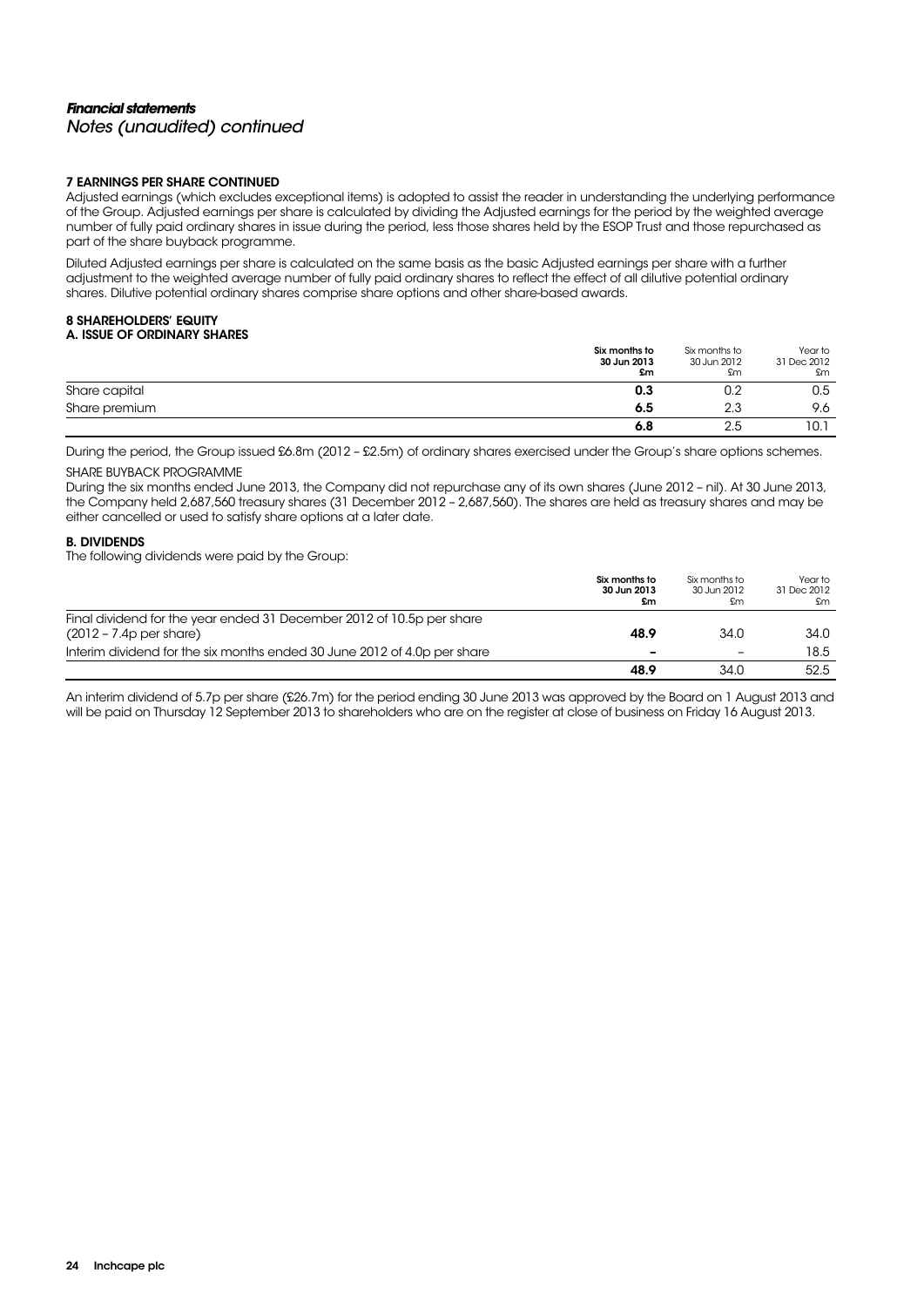# *Financial statements*
*Notes (unaudited) continued*

### 7 EARNINGS PER SHARE CONTINUED

Adjusted earnings (which excludes exceptional items) is adopted to assist the reader in understanding the underlying performance of the Group. Adjusted earnings per share is calculated by dividing the Adjusted earnings for the period by the weighted average number of fully paid ordinary shares in issue during the period, less those shares held by the ESOP Trust and those repurchased as part of the share buyback programme.

Diluted Adjusted earnings per share is calculated on the same basis as the basic Adjusted earnings per share with a further adjustment to the weighted average number of fully paid ordinary shares to reflect the effect of all dilutive potential ordinary shares. Dilutive potential ordinary shares comprise share options and other share-based awards.

### 8 SHAREHOLDERS' EQUITY
#### A. ISSUE OF ORDINARY SHARES

| | **Six months to 30 Jun 2013 £m** | Six months to 30 Jun 2012 £m | Year to 31 Dec 2012 £m |
|---|---|---|---|
| Share capital | **0.3** | 0.2 | 0.5 |
| Share premium | **6.5** | 2.3 | 9.6 |
| | **6.8** | 2.5 | 10.1 |

During the period, the Group issued £6.8m (2012 – £2.5m) of ordinary shares exercised under the Group's share options schemes.

SHARE BUYBACK PROGRAMME

During the six months ended June 2013, the Company did not repurchase any of its own shares (June 2012 – nil). At 30 June 2013, the Company held 2,687,560 treasury shares (31 December 2012 – 2,687,560). The shares are held as treasury shares and may be either cancelled or used to satisfy share options at a later date.

#### B. DIVIDENDS

The following dividends were paid by the Group:

| | **Six months to 30 Jun 2013 £m** | Six months to 30 Jun 2012 £m | Year to 31 Dec 2012 £m |
|---|---|---|---|
| Final dividend for the year ended 31 December 2012 of 10.5p per share (2012 – 7.4p per share) | **48.9** | 34.0 | 34.0 |
| Interim dividend for the six months ended 30 June 2012 of 4.0p per share | **–** | – | 18.5 |
| | **48.9** | 34.0 | 52.5 |

An interim dividend of 5.7p per share (£26.7m) for the period ending 30 June 2013 was approved by the Board on 1 August 2013 and will be paid on Thursday 12 September 2013 to shareholders who are on the register at close of business on Friday 16 August 2013.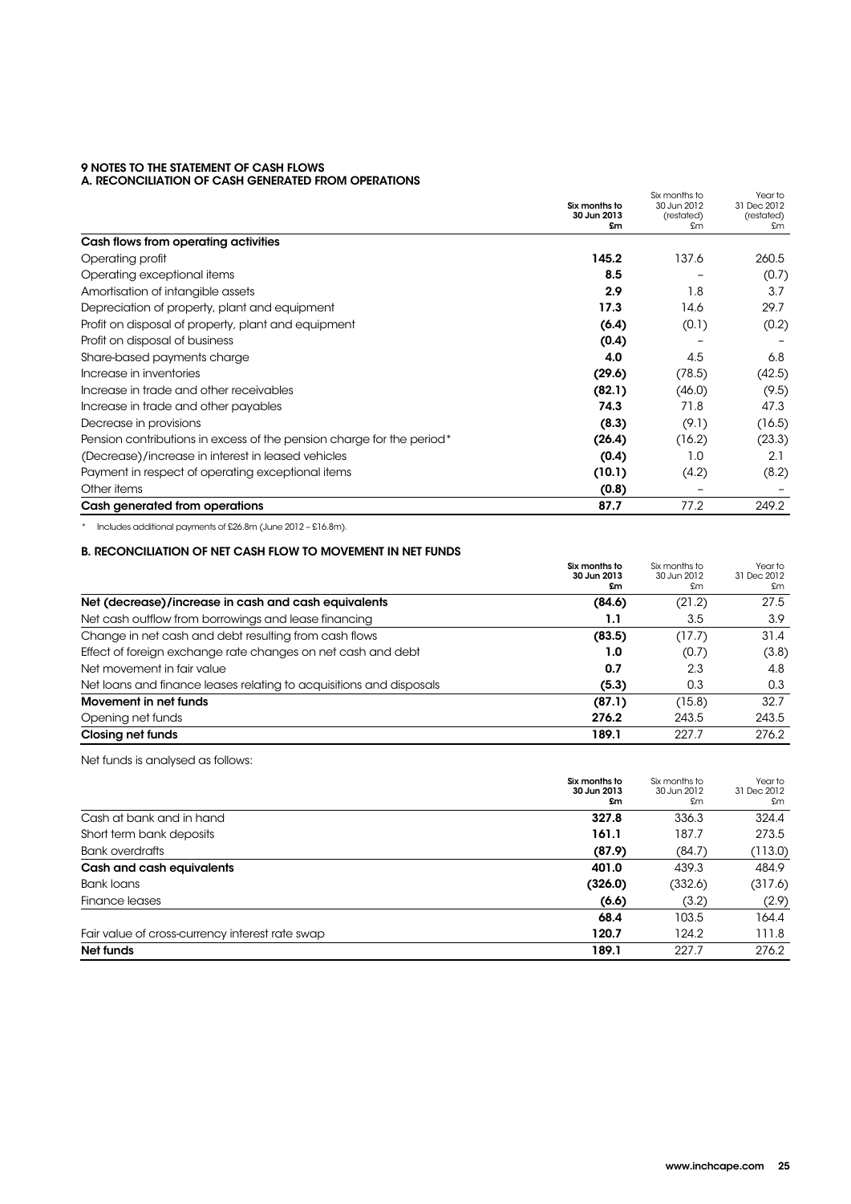## 9 NOTES TO THE STATEMENT OF CASH FLOWS

### A. RECONCILIATION OF CASH GENERATED FROM OPERATIONS

| | Six months to 30 Jun 2013 £m | Six months to 30 Jun 2012 (restated) £m | Year to 31 Dec 2012 (restated) £m |
|---|---|---|---|
| **Cash flows from operating activities** | | | |
| Operating profit | **145.2** | 137.6 | 260.5 |
| Operating exceptional items | **8.5** | – | (0.7) |
| Amortisation of intangible assets | **2.9** | 1.8 | 3.7 |
| Depreciation of property, plant and equipment | **17.3** | 14.6 | 29.7 |
| Profit on disposal of property, plant and equipment | **(6.4)** | (0.1) | (0.2) |
| Profit on disposal of business | **(0.4)** | – | – |
| Share-based payments charge | **4.0** | 4.5 | 6.8 |
| Increase in inventories | **(29.6)** | (78.5) | (42.5) |
| Increase in trade and other receivables | **(82.1)** | (46.0) | (9.5) |
| Increase in trade and other payables | **74.3** | 71.8 | 47.3 |
| Decrease in provisions | **(8.3)** | (9.1) | (16.5) |
| Pension contributions in excess of the pension charge for the period* | **(26.4)** | (16.2) | (23.3) |
| (Decrease)/increase in interest in leased vehicles | **(0.4)** | 1.0 | 2.1 |
| Payment in respect of operating exceptional items | **(10.1)** | (4.2) | (8.2) |
| Other items | **(0.8)** | – | – |
| **Cash generated from operations** | **87.7** | 77.2 | 249.2 |

\* Includes additional payments of £26.8m (June 2012 – £16.8m).

### B. RECONCILIATION OF NET CASH FLOW TO MOVEMENT IN NET FUNDS

| | Six months to 30 Jun 2013 £m | Six months to 30 Jun 2012 £m | Year to 31 Dec 2012 £m |
|---|---|---|---|
| **Net (decrease)/increase in cash and cash equivalents** | **(84.6)** | (21.2) | 27.5 |
| Net cash outflow from borrowings and lease financing | **1.1** | 3.5 | 3.9 |
| Change in net cash and debt resulting from cash flows | **(83.5)** | (17.7) | 31.4 |
| Effect of foreign exchange rate changes on net cash and debt | **1.0** | (0.7) | (3.8) |
| Net movement in fair value | **0.7** | 2.3 | 4.8 |
| Net loans and finance leases relating to acquisitions and disposals | **(5.3)** | 0.3 | 0.3 |
| **Movement in net funds** | **(87.1)** | (15.8) | 32.7 |
| Opening net funds | **276.2** | 243.5 | 243.5 |
| **Closing net funds** | **189.1** | 227.7 | 276.2 |

Net funds is analysed as follows:

| | Six months to 30 Jun 2013 £m | Six months to 30 Jun 2012 £m | Year to 31 Dec 2012 £m |
|---|---|---|---|
| Cash at bank and in hand | **327.8** | 336.3 | 324.4 |
| Short term bank deposits | **161.1** | 187.7 | 273.5 |
| Bank overdrafts | **(87.9)** | (84.7) | (113.0) |
| **Cash and cash equivalents** | **401.0** | 439.3 | 484.9 |
| Bank loans | **(326.0)** | (332.6) | (317.6) |
| Finance leases | **(6.6)** | (3.2) | (2.9) |
| | **68.4** | 103.5 | 164.4 |
| Fair value of cross-currency interest rate swap | **120.7** | 124.2 | 111.8 |
| **Net funds** | **189.1** | 227.7 | 276.2 |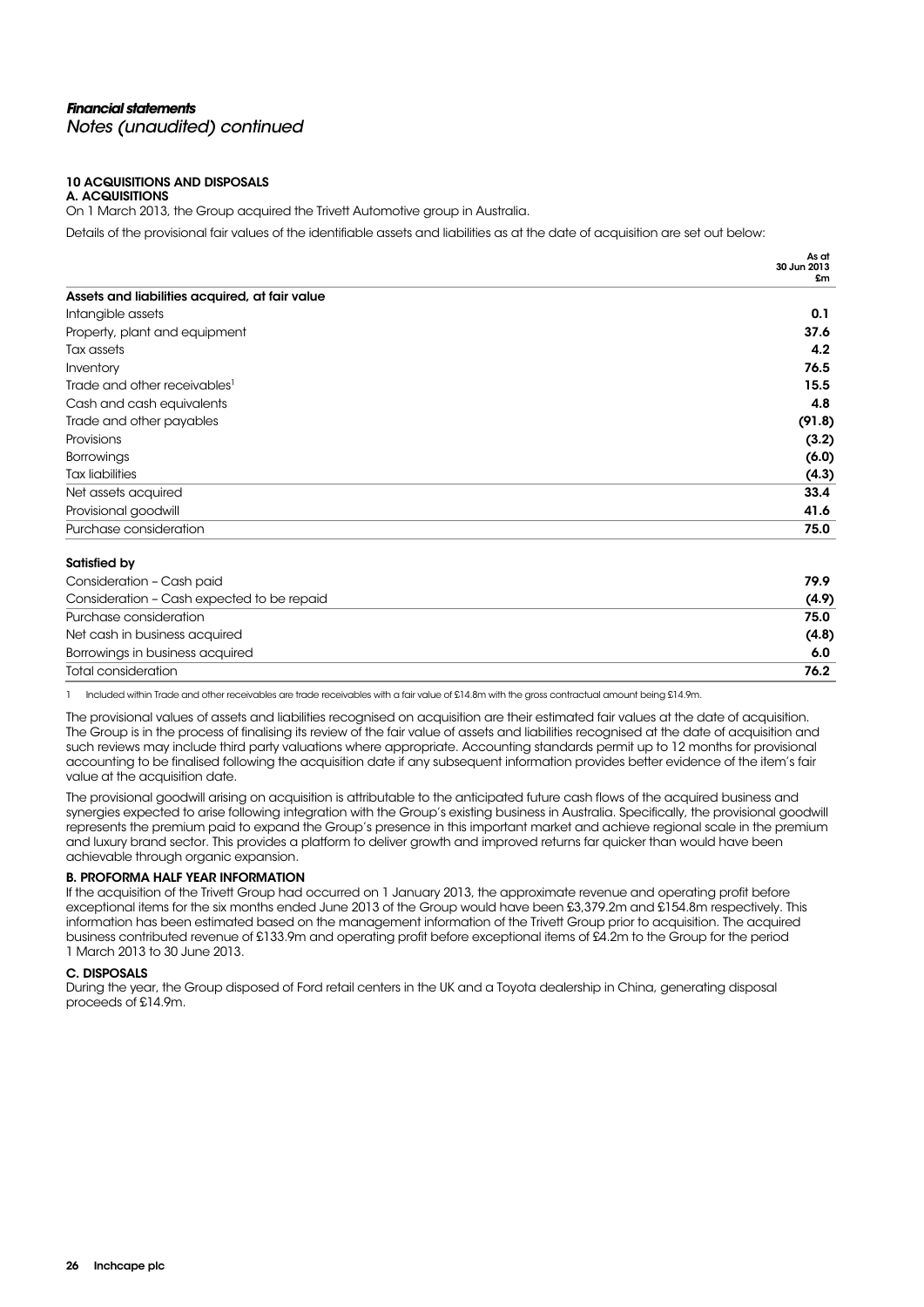## Financial statements

*Notes (unaudited) continued*

### 10 ACQUISITIONS AND DISPOSALS

**A. ACQUISITIONS**

On 1 March 2013, the Group acquired the Trivett Automotive group in Australia.

Details of the provisional fair values of the identifiable assets and liabilities as at the date of acquisition are set out below:

| | As at 30 Jun 2013 £m |
|---|---|
| **Assets and liabilities acquired, at fair value** | |
| Intangible assets | **0.1** |
| Property, plant and equipment | **37.6** |
| Tax assets | **4.2** |
| Inventory | **76.5** |
| Trade and other receivables[1] | **15.5** |
| Cash and cash equivalents | **4.8** |
| Trade and other payables | **(91.8)** |
| Provisions | **(3.2)** |
| Borrowings | **(6.0)** |
| Tax liabilities | **(4.3)** |
| Net assets acquired | **33.4** |
| Provisional goodwill | **41.6** |
| Purchase consideration | **75.0** |

| **Satisfied by** | |
|---|---|
| Consideration – Cash paid | **79.9** |
| Consideration – Cash expected to be repaid | **(4.9)** |
| Purchase consideration | **75.0** |
| Net cash in business acquired | **(4.8)** |
| Borrowings in business acquired | **6.0** |
| Total consideration | **76.2** |

1 Included within Trade and other receivables are trade receivables with a fair value of £14.8m with the gross contractual amount being £14.9m.

The provisional values of assets and liabilities recognised on acquisition are their estimated fair values at the date of acquisition. The Group is in the process of finalising its review of the fair value of assets and liabilities recognised at the date of acquisition and such reviews may include third party valuations where appropriate. Accounting standards permit up to 12 months for provisional accounting to be finalised following the acquisition date if any subsequent information provides better evidence of the item's fair value at the acquisition date.

The provisional goodwill arising on acquisition is attributable to the anticipated future cash flows of the acquired business and synergies expected to arise following integration with the Group's existing business in Australia. Specifically, the provisional goodwill represents the premium paid to expand the Group's presence in this important market and achieve regional scale in the premium and luxury brand sector. This provides a platform to deliver growth and improved returns far quicker than would have been achievable through organic expansion.

**B. PROFORMA HALF YEAR INFORMATION**

If the acquisition of the Trivett Group had occurred on 1 January 2013, the approximate revenue and operating profit before exceptional items for the six months ended June 2013 of the Group would have been £3,379.2m and £154.8m respectively. This information has been estimated based on the management information of the Trivett Group prior to acquisition. The acquired business contributed revenue of £133.9m and operating profit before exceptional items of £4.2m to the Group for the period 1 March 2013 to 30 June 2013.

**C. DISPOSALS**

During the year, the Group disposed of Ford retail centers in the UK and a Toyota dealership in China, generating disposal proceeds of £14.9m.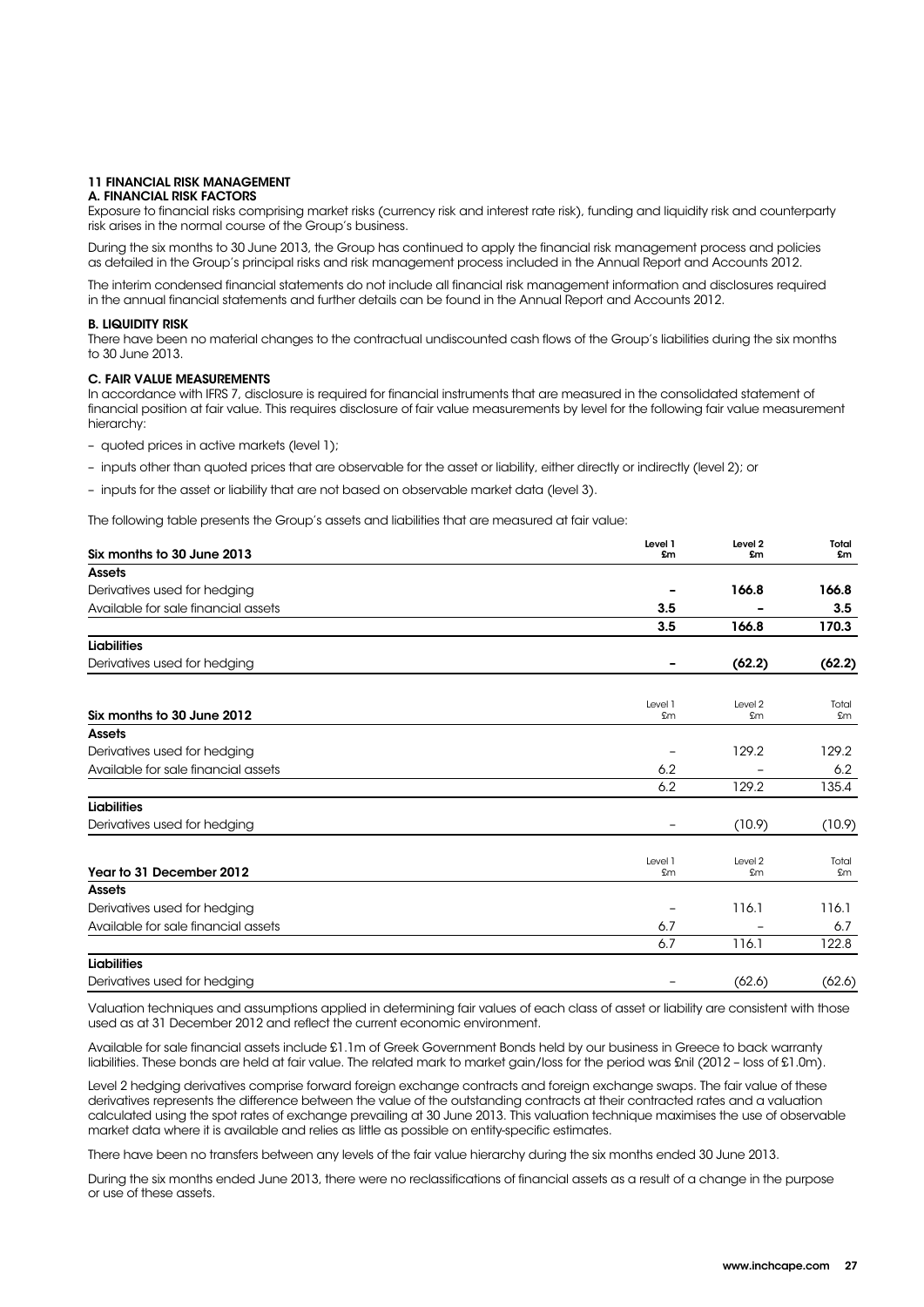## 11 FINANCIAL RISK MANAGEMENT

### A. FINANCIAL RISK FACTORS

Exposure to financial risks comprising market risks (currency risk and interest rate risk), funding and liquidity risk and counterparty risk arises in the normal course of the Group's business.

During the six months to 30 June 2013, the Group has continued to apply the financial risk management process and policies as detailed in the Group's principal risks and risk management process included in the Annual Report and Accounts 2012.

The interim condensed financial statements do not include all financial risk management information and disclosures required in the annual financial statements and further details can be found in the Annual Report and Accounts 2012.

### B. LIQUIDITY RISK

There have been no material changes to the contractual undiscounted cash flows of the Group's liabilities during the six months to 30 June 2013.

### C. FAIR VALUE MEASUREMENTS

In accordance with IFRS 7, disclosure is required for financial instruments that are measured in the consolidated statement of financial position at fair value. This requires disclosure of fair value measurements by level for the following fair value measurement hierarchy:

- quoted prices in active markets (level 1);
- inputs other than quoted prices that are observable for the asset or liability, either directly or indirectly (level 2); or
- inputs for the asset or liability that are not based on observable market data (level 3).

The following table presents the Group's assets and liabilities that are measured at fair value:

| **Six months to 30 June 2013** | **Level 1 £m** | **Level 2 £m** | **Total £m** |
|---|---|---|---|
| **Assets** | | | |
| Derivatives used for hedging | **–** | **166.8** | **166.8** |
| Available for sale financial assets | **3.5** | **–** | **3.5** |
| | **3.5** | **166.8** | **170.3** |
| **Liabilities** | | | |
| Derivatives used for hedging | **–** | **(62.2)** | **(62.2)** |

| **Six months to 30 June 2012** | Level 1 £m | Level 2 £m | Total £m |
|---|---|---|---|
| **Assets** | | | |
| Derivatives used for hedging | – | 129.2 | 129.2 |
| Available for sale financial assets | 6.2 | – | 6.2 |
| | 6.2 | 129.2 | 135.4 |
| **Liabilities** | | | |
| Derivatives used for hedging | – | (10.9) | (10.9) |

| **Year to 31 December 2012** | Level 1 £m | Level 2 £m | Total £m |
|---|---|---|---|
| **Assets** | | | |
| Derivatives used for hedging | – | 116.1 | 116.1 |
| Available for sale financial assets | 6.7 | – | 6.7 |
| | 6.7 | 116.1 | 122.8 |
| **Liabilities** | | | |
| Derivatives used for hedging | – | (62.6) | (62.6) |

Valuation techniques and assumptions applied in determining fair values of each class of asset or liability are consistent with those used as at 31 December 2012 and reflect the current economic environment.

Available for sale financial assets include £1.1m of Greek Government Bonds held by our business in Greece to back warranty liabilities. These bonds are held at fair value. The related mark to market gain/loss for the period was £nil (2012 – loss of £1.0m).

Level 2 hedging derivatives comprise forward foreign exchange contracts and foreign exchange swaps. The fair value of these derivatives represents the difference between the value of the outstanding contracts at their contracted rates and a valuation calculated using the spot rates of exchange prevailing at 30 June 2013. This valuation technique maximises the use of observable market data where it is available and relies as little as possible on entity-specific estimates.

There have been no transfers between any levels of the fair value hierarchy during the six months ended 30 June 2013.

During the six months ended June 2013, there were no reclassifications of financial assets as a result of a change in the purpose or use of these assets.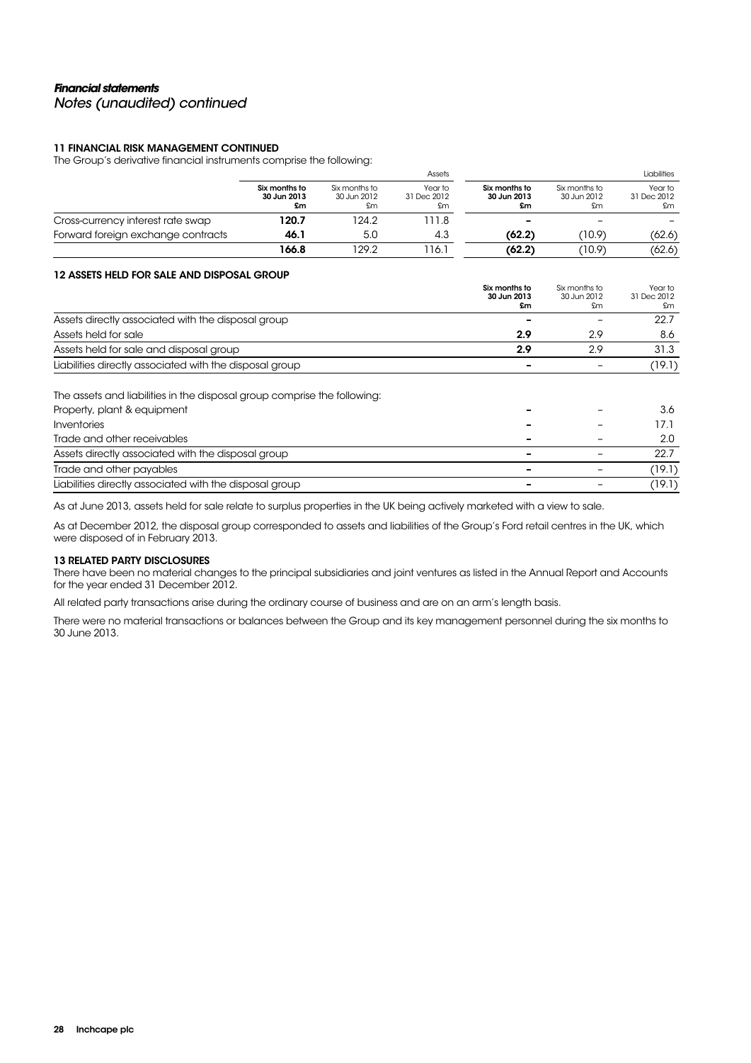***Financial statements***
*Notes (unaudited) continued*

### 11 FINANCIAL RISK MANAGEMENT CONTINUED

The Group's derivative financial instruments comprise the following:

| | | | Assets | | | Liabilities |
|---|---|---|---|---|---|---|
| | **Six months to 30 Jun 2013 £m** | Six months to 30 Jun 2012 £m | Year to 31 Dec 2012 £m | **Six months to 30 Jun 2013 £m** | Six months to 30 Jun 2012 £m | Year to 31 Dec 2012 £m |
| Cross-currency interest rate swap | **120.7** | 124.2 | 111.8 | **–** | – | – |
| Forward foreign exchange contracts | **46.1** | 5.0 | 4.3 | **(62.2)** | (10.9) | (62.6) |
| | **166.8** | 129.2 | 116.1 | **(62.2)** | (10.9) | (62.6) |

### 12 ASSETS HELD FOR SALE AND DISPOSAL GROUP

| | **Six months to 30 Jun 2013 £m** | Six months to 30 Jun 2012 £m | Year to 31 Dec 2012 £m |
|---|---|---|---|
| Assets directly associated with the disposal group | **–** | – | 22.7 |
| Assets held for sale | **2.9** | 2.9 | 8.6 |
| Assets held for sale and disposal group | **2.9** | 2.9 | 31.3 |
| Liabilities directly associated with the disposal group | **–** | – | (19.1) |
| The assets and liabilities in the disposal group comprise the following: | | | |
| Property, plant & equipment | **–** | – | 3.6 |
| Inventories | **–** | – | 17.1 |
| Trade and other receivables | **–** | – | 2.0 |
| Assets directly associated with the disposal group | **–** | – | 22.7 |
| Trade and other payables | **–** | – | (19.1) |
| Liabilities directly associated with the disposal group | **–** | – | (19.1) |

As at June 2013, assets held for sale relate to surplus properties in the UK being actively marketed with a view to sale.

As at December 2012, the disposal group corresponded to assets and liabilities of the Group's Ford retail centres in the UK, which were disposed of in February 2013.

### 13 RELATED PARTY DISCLOSURES

There have been no material changes to the principal subsidiaries and joint ventures as listed in the Annual Report and Accounts for the year ended 31 December 2012.

All related party transactions arise during the ordinary course of business and are on an arm's length basis.

There were no material transactions or balances between the Group and its key management personnel during the six months to 30 June 2013.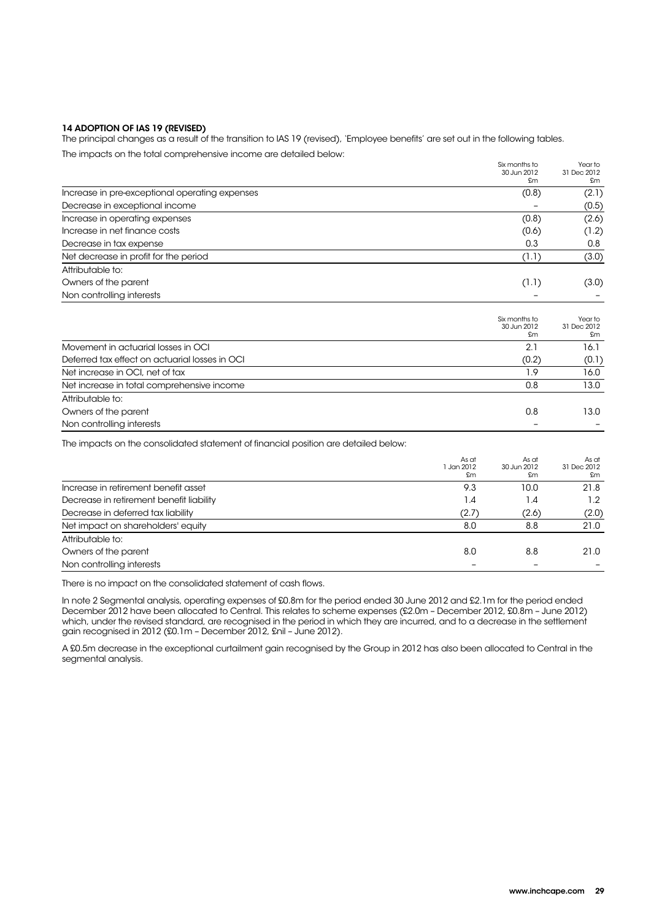## 14 ADOPTION OF IAS 19 (REVISED)

The principal changes as a result of the transition to IAS 19 (revised), 'Employee benefits' are set out in the following tables.

The impacts on the total comprehensive income are detailed below:

| | Six months to 30 Jun 2012 £m | Year to 31 Dec 2012 £m |
|---|---|---|
| Increase in pre-exceptional operating expenses | (0.8) | (2.1) |
| Decrease in exceptional income | – | (0.5) |
| Increase in operating expenses | (0.8) | (2.6) |
| Increase in net finance costs | (0.6) | (1.2) |
| Decrease in tax expense | 0.3 | 0.8 |
| Net decrease in profit for the period | (1.1) | (3.0) |
| Attributable to: | | |
| Owners of the parent | (1.1) | (3.0) |
| Non controlling interests | – | – |

| | Six months to 30 Jun 2012 £m | Year to 31 Dec 2012 £m |
|---|---|---|
| Movement in actuarial losses in OCI | 2.1 | 16.1 |
| Deferred tax effect on actuarial losses in OCI | (0.2) | (0.1) |
| Net increase in OCI, net of tax | 1.9 | 16.0 |
| Net increase in total comprehensive income | 0.8 | 13.0 |
| Attributable to: | | |
| Owners of the parent | 0.8 | 13.0 |
| Non controlling interests | – | – |

The impacts on the consolidated statement of financial position are detailed below:

| | As at 1 Jan 2012 £m | As at 30 Jun 2012 £m | As at 31 Dec 2012 £m |
|---|---|---|---|
| Increase in retirement benefit asset | 9.3 | 10.0 | 21.8 |
| Decrease in retirement benefit liability | 1.4 | 1.4 | 1.2 |
| Decrease in deferred tax liability | (2.7) | (2.6) | (2.0) |
| Net impact on shareholders' equity | 8.0 | 8.8 | 21.0 |
| Attributable to: | | | |
| Owners of the parent | 8.0 | 8.8 | 21.0 |
| Non controlling interests | – | – | – |

There is no impact on the consolidated statement of cash flows.

In note 2 Segmental analysis, operating expenses of £0.8m for the period ended 30 June 2012 and £2.1m for the period ended December 2012 have been allocated to Central. This relates to scheme expenses (£2.0m – December 2012, £0.8m – June 2012) which, under the revised standard, are recognised in the period in which they are incurred, and to a decrease in the settlement gain recognised in 2012 (£0.1m – December 2012, £nil – June 2012).

A £0.5m decrease in the exceptional curtailment gain recognised by the Group in 2012 has also been allocated to Central in the segmental analysis.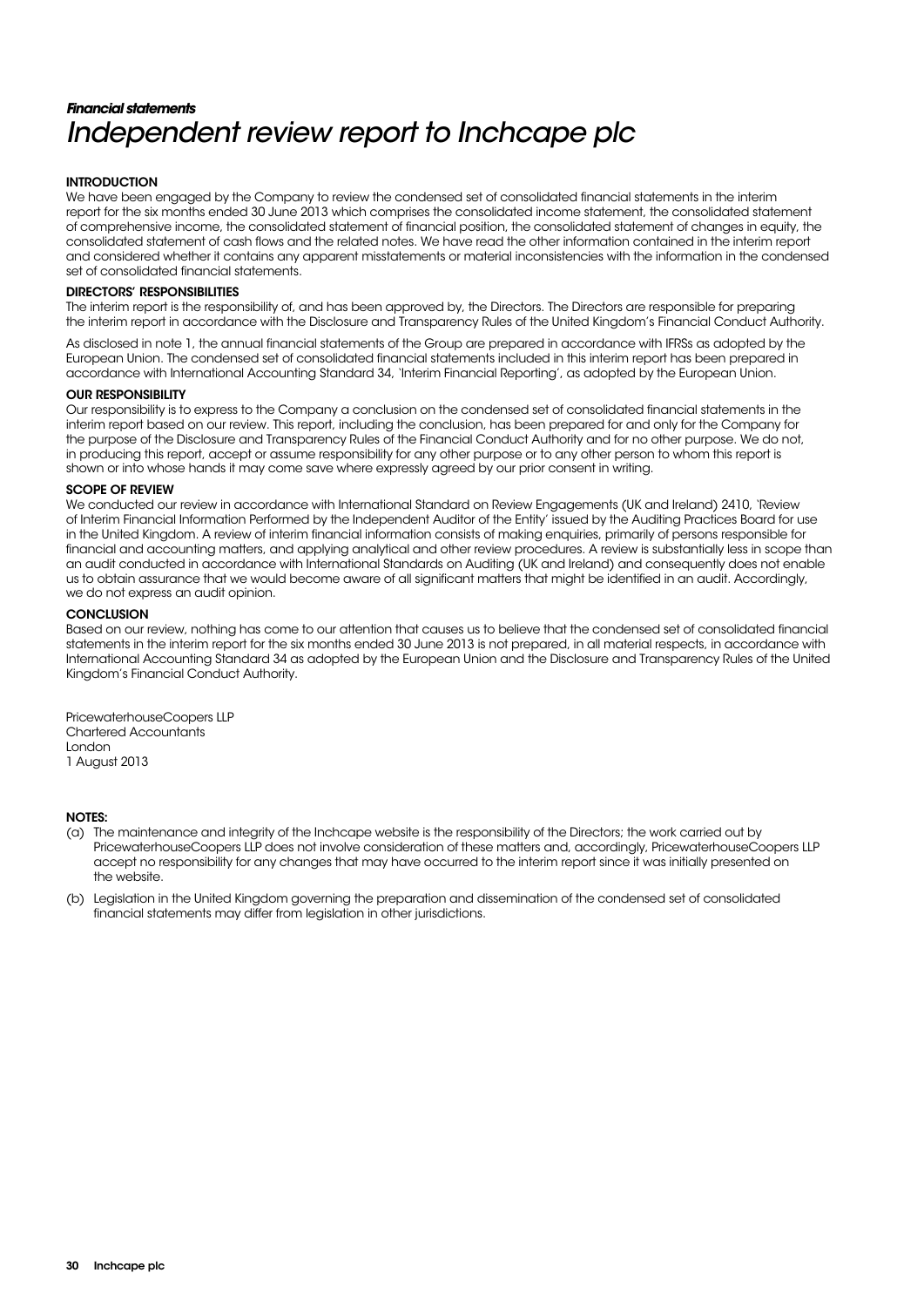*Financial statements*

# *Independent review report to Inchcape plc*

**INTRODUCTION**

We have been engaged by the Company to review the condensed set of consolidated financial statements in the interim report for the six months ended 30 June 2013 which comprises the consolidated income statement, the consolidated statement of comprehensive income, the consolidated statement of financial position, the consolidated statement of changes in equity, the consolidated statement of cash flows and the related notes. We have read the other information contained in the interim report and considered whether it contains any apparent misstatements or material inconsistencies with the information in the condensed set of consolidated financial statements.

**DIRECTORS' RESPONSIBILITIES**

The interim report is the responsibility of, and has been approved by, the Directors. The Directors are responsible for preparing the interim report in accordance with the Disclosure and Transparency Rules of the United Kingdom's Financial Conduct Authority.

As disclosed in note 1, the annual financial statements of the Group are prepared in accordance with IFRSs as adopted by the European Union. The condensed set of consolidated financial statements included in this interim report has been prepared in accordance with International Accounting Standard 34, 'Interim Financial Reporting', as adopted by the European Union.

**OUR RESPONSIBILITY**

Our responsibility is to express to the Company a conclusion on the condensed set of consolidated financial statements in the interim report based on our review. This report, including the conclusion, has been prepared for and only for the Company for the purpose of the Disclosure and Transparency Rules of the Financial Conduct Authority and for no other purpose. We do not, in producing this report, accept or assume responsibility for any other purpose or to any other person to whom this report is shown or into whose hands it may come save where expressly agreed by our prior consent in writing.

**SCOPE OF REVIEW**

We conducted our review in accordance with International Standard on Review Engagements (UK and Ireland) 2410, 'Review of Interim Financial Information Performed by the Independent Auditor of the Entity' issued by the Auditing Practices Board for use in the United Kingdom. A review of interim financial information consists of making enquiries, primarily of persons responsible for financial and accounting matters, and applying analytical and other review procedures. A review is substantially less in scope than an audit conducted in accordance with International Standards on Auditing (UK and Ireland) and consequently does not enable us to obtain assurance that we would become aware of all significant matters that might be identified in an audit. Accordingly, we do not express an audit opinion.

**CONCLUSION**

Based on our review, nothing has come to our attention that causes us to believe that the condensed set of consolidated financial statements in the interim report for the six months ended 30 June 2013 is not prepared, in all material respects, in accordance with International Accounting Standard 34 as adopted by the European Union and the Disclosure and Transparency Rules of the United Kingdom's Financial Conduct Authority.

PricewaterhouseCoopers LLP
Chartered Accountants
London
1 August 2013

**NOTES:**

(a) The maintenance and integrity of the Inchcape website is the responsibility of the Directors; the work carried out by PricewaterhouseCoopers LLP does not involve consideration of these matters and, accordingly, PricewaterhouseCoopers LLP accept no responsibility for any changes that may have occurred to the interim report since it was initially presented on the website.

(b) Legislation in the United Kingdom governing the preparation and dissemination of the condensed set of consolidated financial statements may differ from legislation in other jurisdictions.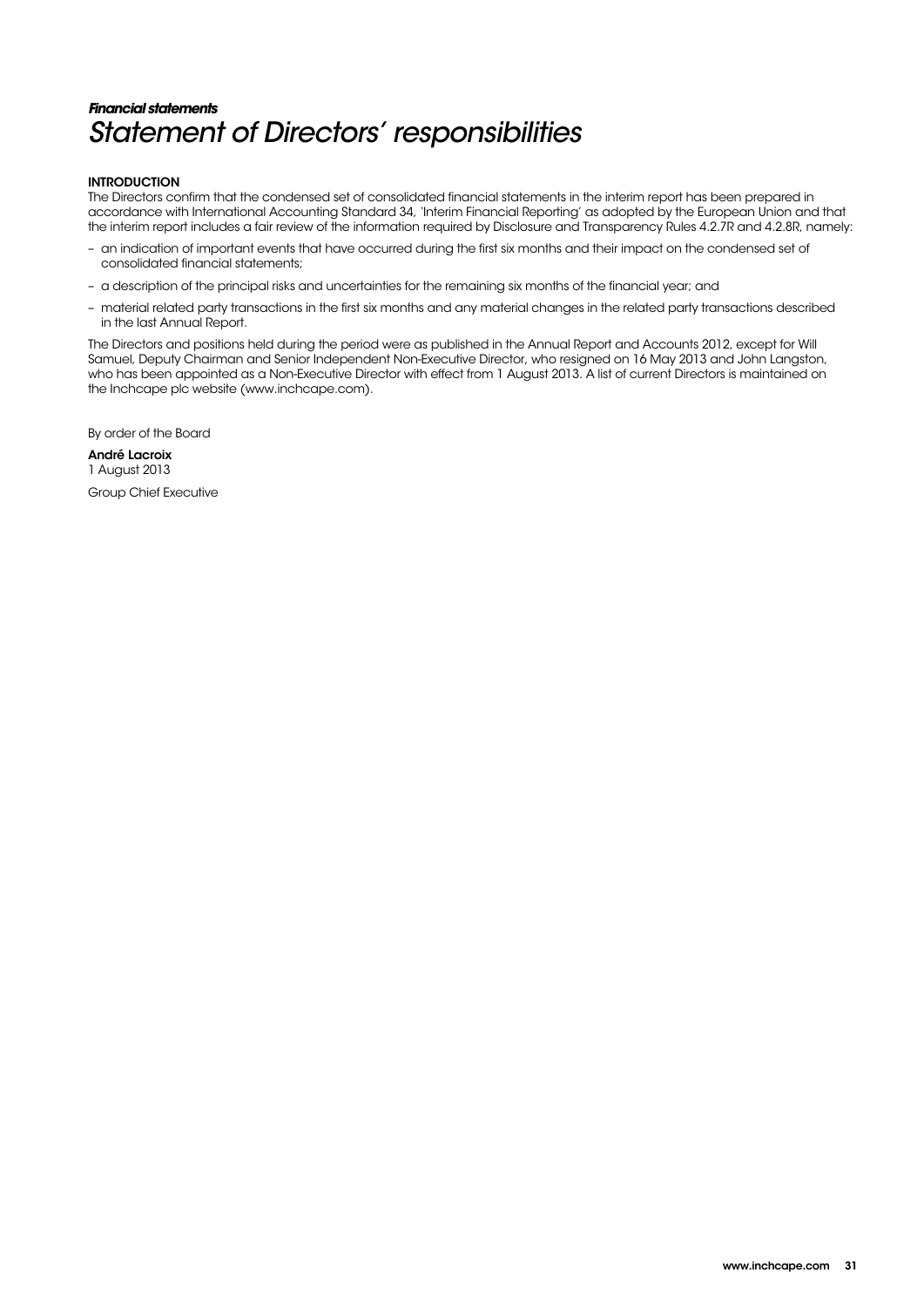*Financial statements*

# *Statement of Directors' responsibilities*

**INTRODUCTION**

The Directors confirm that the condensed set of consolidated financial statements in the interim report has been prepared in accordance with International Accounting Standard 34, 'Interim Financial Reporting' as adopted by the European Union and that the interim report includes a fair review of the information required by Disclosure and Transparency Rules 4.2.7R and 4.2.8R, namely:

- an indication of important events that have occurred during the first six months and their impact on the condensed set of consolidated financial statements;
- a description of the principal risks and uncertainties for the remaining six months of the financial year; and
- material related party transactions in the first six months and any material changes in the related party transactions described in the last Annual Report.

The Directors and positions held during the period were as published in the Annual Report and Accounts 2012, except for Will Samuel, Deputy Chairman and Senior Independent Non-Executive Director, who resigned on 16 May 2013 and John Langston, who has been appointed as a Non-Executive Director with effect from 1 August 2013. A list of current Directors is maintained on the Inchcape plc website (www.inchcape.com).

By order of the Board

**André Lacroix**
1 August 2013

Group Chief Executive